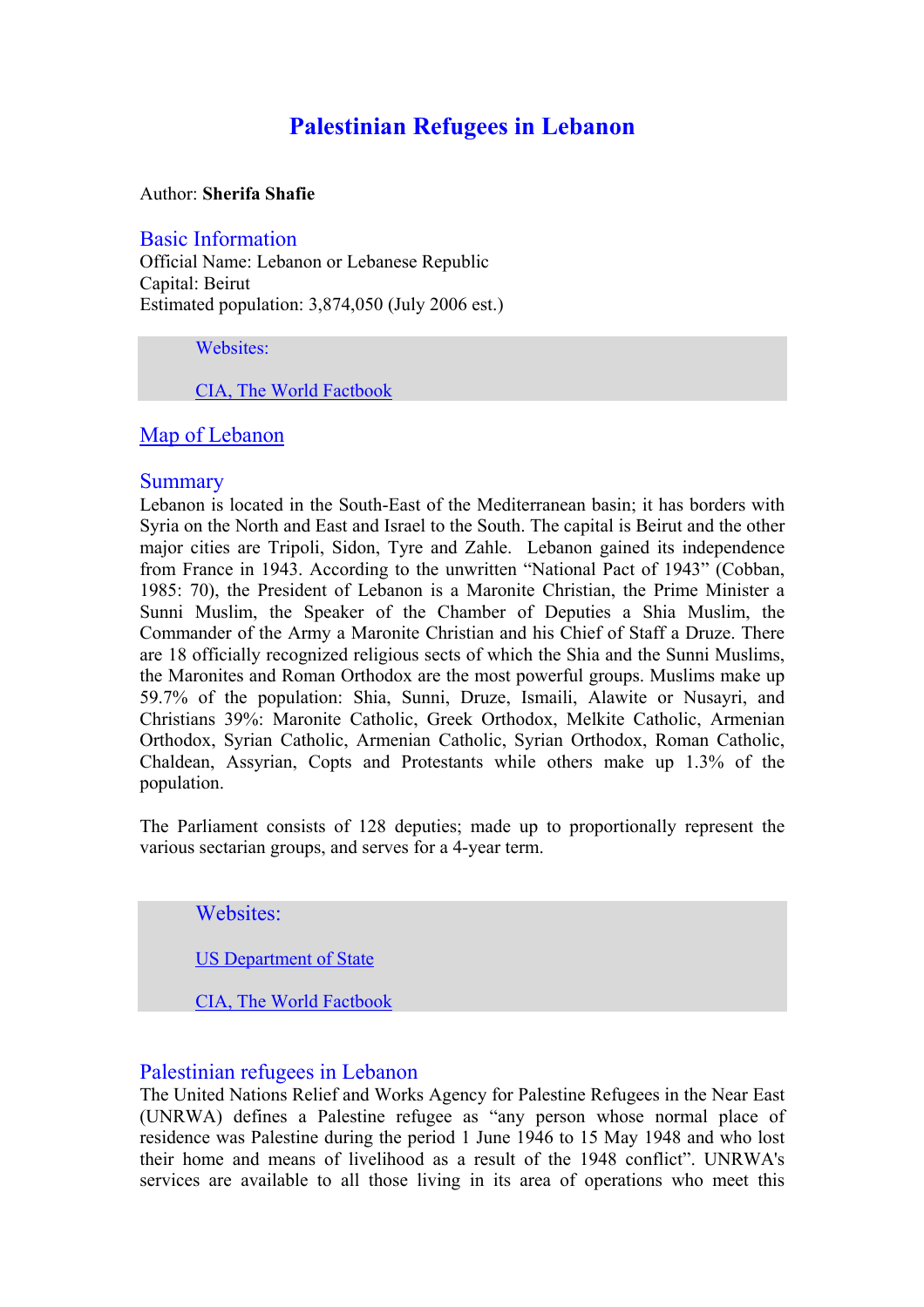# Palestinian Refugees in Lebanon

Author: **Sherifa Shafie**

## Basic Information

Official Name: Lebanon or Lebanese Republic
Capital: Beirut
Estimated population: 3,874,050 (July 2006 est.)

> Websites:
>
> CIA, The World Factbook

## Map of Lebanon

## Summary

Lebanon is located in the South-East of the Mediterranean basin; it has borders with Syria on the North and East and Israel to the South. The capital is Beirut and the other major cities are Tripoli, Sidon, Tyre and Zahle. Lebanon gained its independence from France in 1943. According to the unwritten "National Pact of 1943" (Cobban, 1985: 70), the President of Lebanon is a Maronite Christian, the Prime Minister a Sunni Muslim, the Speaker of the Chamber of Deputies a Shia Muslim, the Commander of the Army a Maronite Christian and his Chief of Staff a Druze. There are 18 officially recognized religious sects of which the Shia and the Sunni Muslims, the Maronites and Roman Orthodox are the most powerful groups. Muslims make up 59.7% of the population: Shia, Sunni, Druze, Ismaili, Alawite or Nusayri, and Christians 39%: Maronite Catholic, Greek Orthodox, Melkite Catholic, Armenian Orthodox, Syrian Catholic, Armenian Catholic, Syrian Orthodox, Roman Catholic, Chaldean, Assyrian, Copts and Protestants while others make up 1.3% of the population.

The Parliament consists of 128 deputies; made up to proportionally represent the various sectarian groups, and serves for a 4-year term.

> Websites:
>
> US Department of State
>
> CIA, The World Factbook

## Palestinian refugees in Lebanon

The United Nations Relief and Works Agency for Palestine Refugees in the Near East (UNRWA) defines a Palestine refugee as "any person whose normal place of residence was Palestine during the period 1 June 1946 to 15 May 1948 and who lost their home and means of livelihood as a result of the 1948 conflict". UNRWA's services are available to all those living in its area of operations who meet this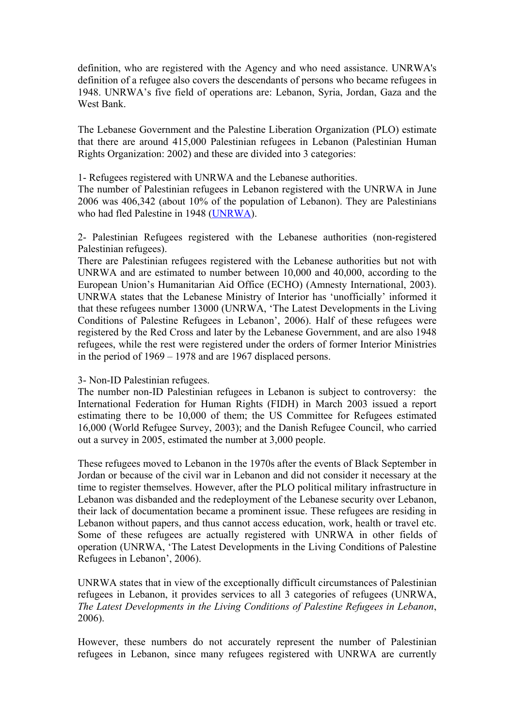definition, who are registered with the Agency and who need assistance. UNRWA's definition of a refugee also covers the descendants of persons who became refugees in 1948. UNRWA's five field of operations are: Lebanon, Syria, Jordan, Gaza and the West Bank.

The Lebanese Government and the Palestine Liberation Organization (PLO) estimate that there are around 415,000 Palestinian refugees in Lebanon (Palestinian Human Rights Organization: 2002) and these are divided into 3 categories:

1- Refugees registered with UNRWA and the Lebanese authorities.
The number of Palestinian refugees in Lebanon registered with the UNRWA in June 2006 was 406,342 (about 10% of the population of Lebanon). They are Palestinians who had fled Palestine in 1948 (UNRWA).

2- Palestinian Refugees registered with the Lebanese authorities (non-registered Palestinian refugees).
There are Palestinian refugees registered with the Lebanese authorities but not with UNRWA and are estimated to number between 10,000 and 40,000, according to the European Union's Humanitarian Aid Office (ECHO) (Amnesty International, 2003). UNRWA states that the Lebanese Ministry of Interior has 'unofficially' informed it that these refugees number 13000 (UNRWA, 'The Latest Developments in the Living Conditions of Palestine Refugees in Lebanon', 2006). Half of these refugees were registered by the Red Cross and later by the Lebanese Government, and are also 1948 refugees, while the rest were registered under the orders of former Interior Ministries in the period of 1969 – 1978 and are 1967 displaced persons.

3- Non-ID Palestinian refugees.
The number non-ID Palestinian refugees in Lebanon is subject to controversy: the International Federation for Human Rights (FIDH) in March 2003 issued a report estimating there to be 10,000 of them; the US Committee for Refugees estimated 16,000 (World Refugee Survey, 2003); and the Danish Refugee Council, who carried out a survey in 2005, estimated the number at 3,000 people.

These refugees moved to Lebanon in the 1970s after the events of Black September in Jordan or because of the civil war in Lebanon and did not consider it necessary at the time to register themselves. However, after the PLO political military infrastructure in Lebanon was disbanded and the redeployment of the Lebanese security over Lebanon, their lack of documentation became a prominent issue. These refugees are residing in Lebanon without papers, and thus cannot access education, work, health or travel etc. Some of these refugees are actually registered with UNRWA in other fields of operation (UNRWA, 'The Latest Developments in the Living Conditions of Palestine Refugees in Lebanon', 2006).

UNRWA states that in view of the exceptionally difficult circumstances of Palestinian refugees in Lebanon, it provides services to all 3 categories of refugees (UNRWA, *The Latest Developments in the Living Conditions of Palestine Refugees in Lebanon*, 2006).

However, these numbers do not accurately represent the number of Palestinian refugees in Lebanon, since many refugees registered with UNRWA are currently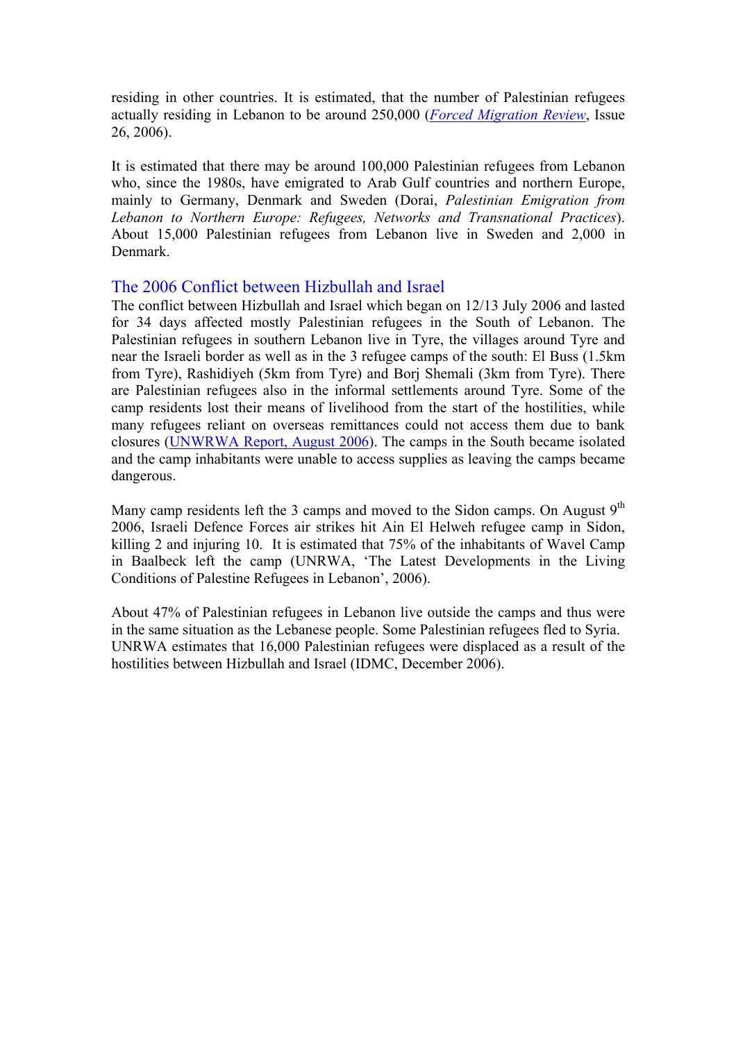residing in other countries. It is estimated, that the number of Palestinian refugees actually residing in Lebanon to be around 250,000 (*Forced Migration Review*, Issue 26, 2006).

It is estimated that there may be around 100,000 Palestinian refugees from Lebanon who, since the 1980s, have emigrated to Arab Gulf countries and northern Europe, mainly to Germany, Denmark and Sweden (Dorai, *Palestinian Emigration from Lebanon to Northern Europe: Refugees, Networks and Transnational Practices*). About 15,000 Palestinian refugees from Lebanon live in Sweden and 2,000 in Denmark.

## The 2006 Conflict between Hizbullah and Israel

The conflict between Hizbullah and Israel which began on 12/13 July 2006 and lasted for 34 days affected mostly Palestinian refugees in the South of Lebanon. The Palestinian refugees in southern Lebanon live in Tyre, the villages around Tyre and near the Israeli border as well as in the 3 refugee camps of the south: El Buss (1.5km from Tyre), Rashidiyeh (5km from Tyre) and Borj Shemali (3km from Tyre). There are Palestinian refugees also in the informal settlements around Tyre. Some of the camp residents lost their means of livelihood from the start of the hostilities, while many refugees reliant on overseas remittances could not access them due to bank closures (UNWRWA Report, August 2006). The camps in the South became isolated and the camp inhabitants were unable to access supplies as leaving the camps became dangerous.

Many camp residents left the 3 camps and moved to the Sidon camps. On August 9th 2006, Israeli Defence Forces air strikes hit Ain El Helweh refugee camp in Sidon, killing 2 and injuring 10. It is estimated that 75% of the inhabitants of Wavel Camp in Baalbeck left the camp (UNRWA, 'The Latest Developments in the Living Conditions of Palestine Refugees in Lebanon', 2006).

About 47% of Palestinian refugees in Lebanon live outside the camps and thus were in the same situation as the Lebanese people. Some Palestinian refugees fled to Syria. UNRWA estimates that 16,000 Palestinian refugees were displaced as a result of the hostilities between Hizbullah and Israel (IDMC, December 2006).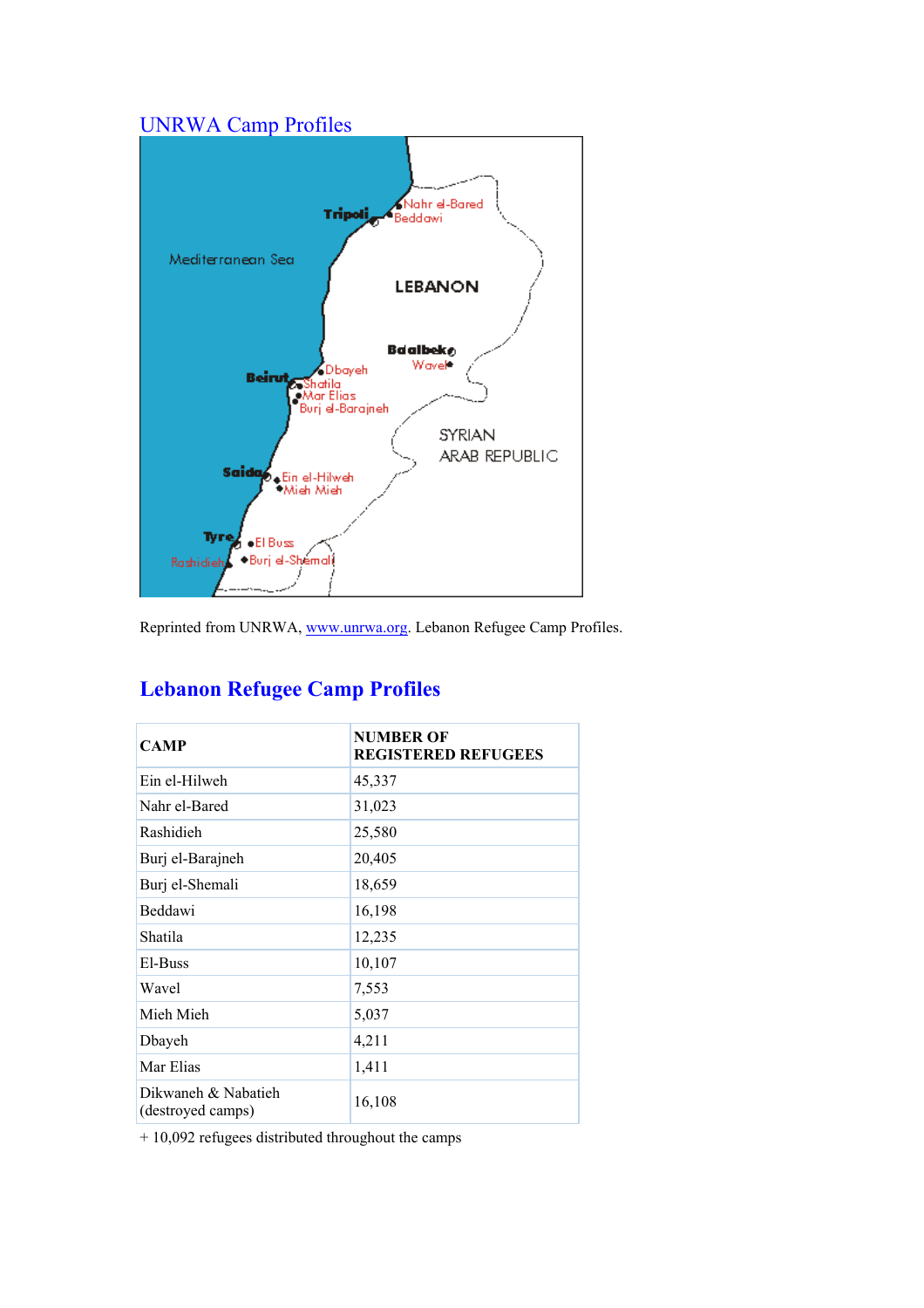## UNRWA Camp Profiles

Reprinted from UNRWA, www.unrwa.org. Lebanon Refugee Camp Profiles.

## Lebanon Refugee Camp Profiles

| CAMP | NUMBER OF REGISTERED REFUGEES |
|---|---|
| Ein el-Hilweh | 45,337 |
| Nahr el-Bared | 31,023 |
| Rashidieh | 25,580 |
| Burj el-Barajneh | 20,405 |
| Burj el-Shemali | 18,659 |
| Beddawi | 16,198 |
| Shatila | 12,235 |
| El-Buss | 10,107 |
| Wavel | 7,553 |
| Mieh Mieh | 5,037 |
| Dbayeh | 4,211 |
| Mar Elias | 1,411 |
| Dikwaneh & Nabatieh (destroyed camps) | 16,108 |

+ 10,092 refugees distributed throughout the camps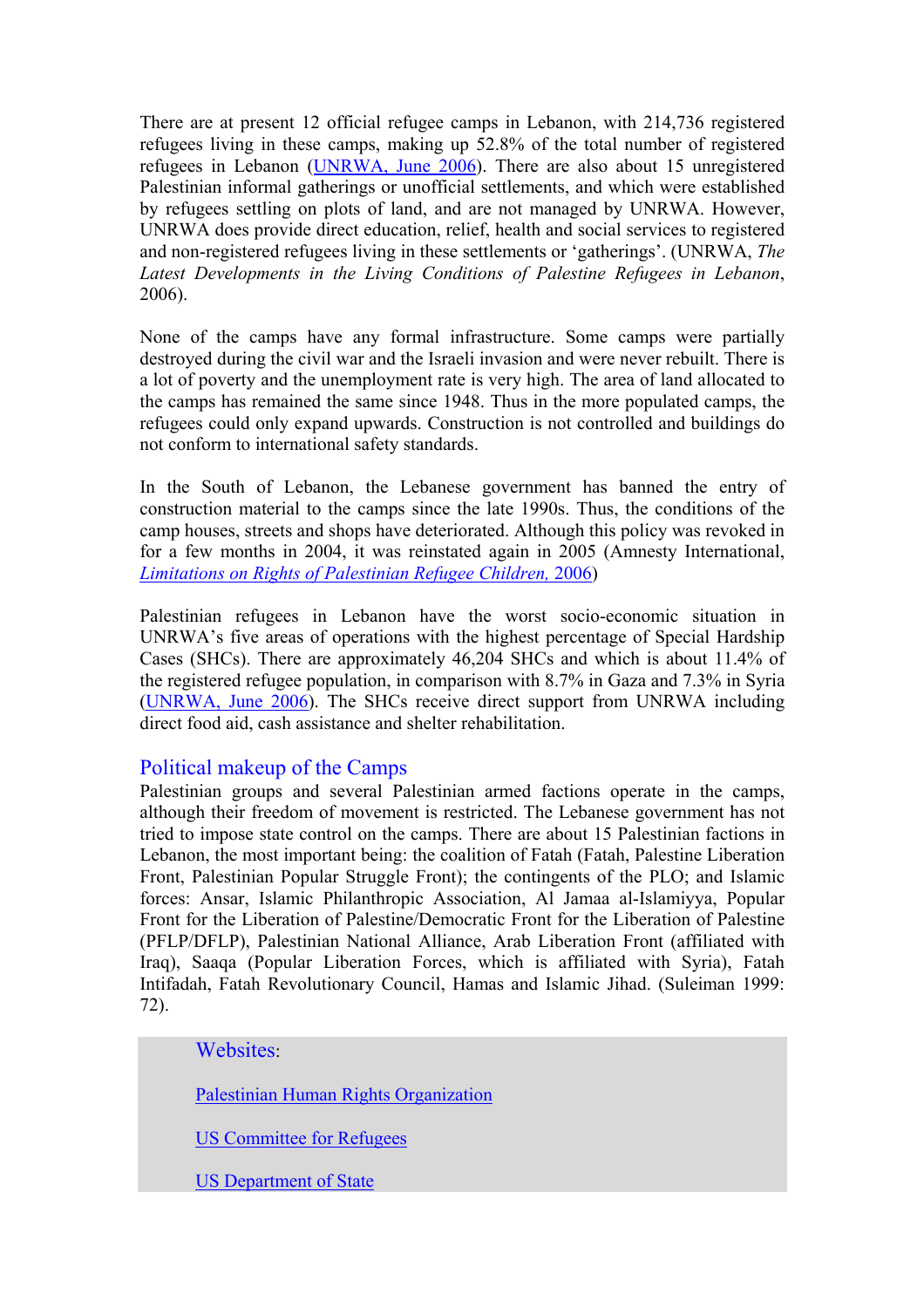There are at present 12 official refugee camps in Lebanon, with 214,736 registered refugees living in these camps, making up 52.8% of the total number of registered refugees in Lebanon (UNRWA, June 2006). There are also about 15 unregistered Palestinian informal gatherings or unofficial settlements, and which were established by refugees settling on plots of land, and are not managed by UNRWA. However, UNRWA does provide direct education, relief, health and social services to registered and non-registered refugees living in these settlements or 'gatherings'. (UNRWA, *The Latest Developments in the Living Conditions of Palestine Refugees in Lebanon*, 2006).

None of the camps have any formal infrastructure. Some camps were partially destroyed during the civil war and the Israeli invasion and were never rebuilt. There is a lot of poverty and the unemployment rate is very high. The area of land allocated to the camps has remained the same since 1948. Thus in the more populated camps, the refugees could only expand upwards. Construction is not controlled and buildings do not conform to international safety standards.

In the South of Lebanon, the Lebanese government has banned the entry of construction material to the camps since the late 1990s. Thus, the conditions of the camp houses, streets and shops have deteriorated. Although this policy was revoked in for a few months in 2004, it was reinstated again in 2005 (Amnesty International, *Limitations on Rights of Palestinian Refugee Children,* 2006)

Palestinian refugees in Lebanon have the worst socio-economic situation in UNRWA's five areas of operations with the highest percentage of Special Hardship Cases (SHCs). There are approximately 46,204 SHCs and which is about 11.4% of the registered refugee population, in comparison with 8.7% in Gaza and 7.3% in Syria (UNRWA, June 2006). The SHCs receive direct support from UNRWA including direct food aid, cash assistance and shelter rehabilitation.

## Political makeup of the Camps

Palestinian groups and several Palestinian armed factions operate in the camps, although their freedom of movement is restricted. The Lebanese government has not tried to impose state control on the camps. There are about 15 Palestinian factions in Lebanon, the most important being: the coalition of Fatah (Fatah, Palestine Liberation Front, Palestinian Popular Struggle Front); the contingents of the PLO; and Islamic forces: Ansar, Islamic Philanthropic Association, Al Jamaa al-Islamiyya, Popular Front for the Liberation of Palestine/Democratic Front for the Liberation of Palestine (PFLP/DFLP), Palestinian National Alliance, Arab Liberation Front (affiliated with Iraq), Saaqa (Popular Liberation Forces, which is affiliated with Syria), Fatah Intifadah, Fatah Revolutionary Council, Hamas and Islamic Jihad. (Suleiman 1999: 72).

### Websites:

Palestinian Human Rights Organization

US Committee for Refugees

US Department of State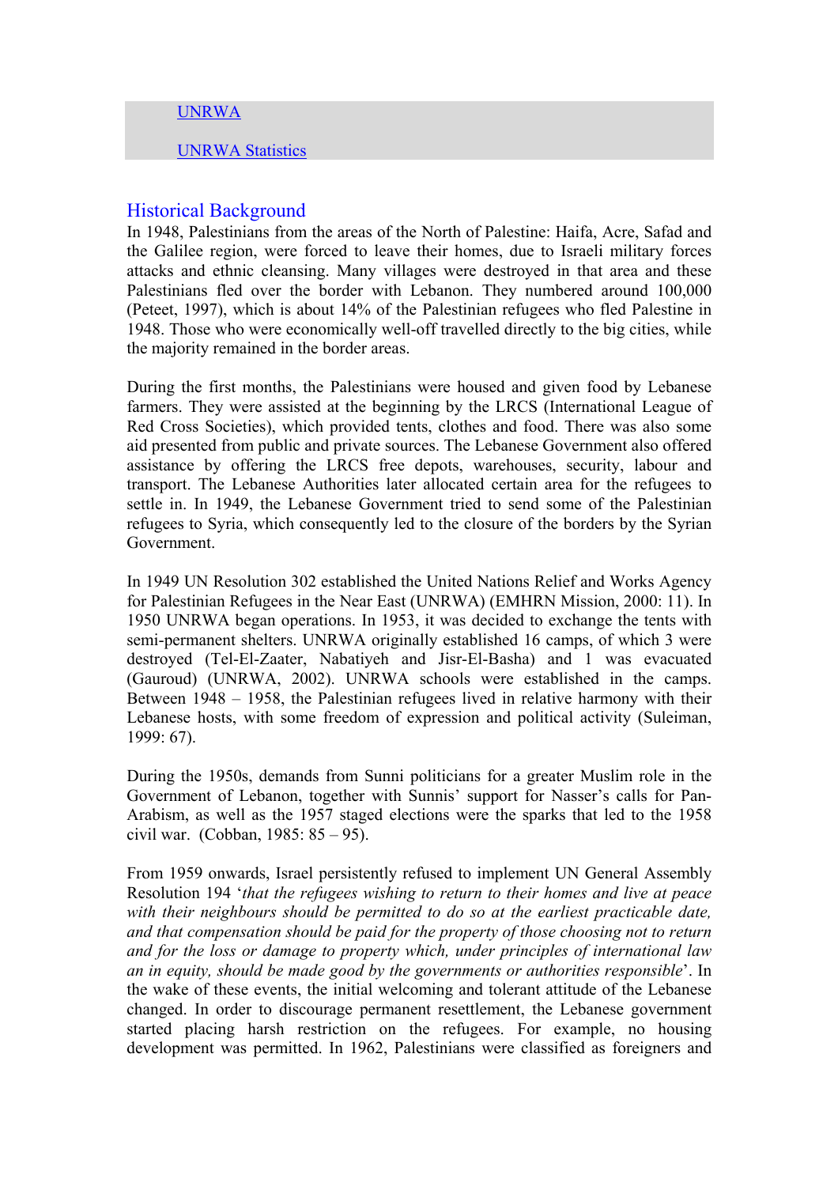[UNRWA](#)

[UNRWA Statistics](#)

## Historical Background

In 1948, Palestinians from the areas of the North of Palestine: Haifa, Acre, Safad and the Galilee region, were forced to leave their homes, due to Israeli military forces attacks and ethnic cleansing. Many villages were destroyed in that area and these Palestinians fled over the border with Lebanon. They numbered around 100,000 (Peteet, 1997), which is about 14% of the Palestinian refugees who fled Palestine in 1948. Those who were economically well-off travelled directly to the big cities, while the majority remained in the border areas.

During the first months, the Palestinians were housed and given food by Lebanese farmers. They were assisted at the beginning by the LRCS (International League of Red Cross Societies), which provided tents, clothes and food. There was also some aid presented from public and private sources. The Lebanese Government also offered assistance by offering the LRCS free depots, warehouses, security, labour and transport. The Lebanese Authorities later allocated certain area for the refugees to settle in. In 1949, the Lebanese Government tried to send some of the Palestinian refugees to Syria, which consequently led to the closure of the borders by the Syrian Government.

In 1949 UN Resolution 302 established the United Nations Relief and Works Agency for Palestinian Refugees in the Near East (UNRWA) (EMHRN Mission, 2000: 11). In 1950 UNRWA began operations. In 1953, it was decided to exchange the tents with semi-permanent shelters. UNRWA originally established 16 camps, of which 3 were destroyed (Tel-El-Zaater, Nabatiyeh and Jisr-El-Basha) and 1 was evacuated (Gauroud) (UNRWA, 2002). UNRWA schools were established in the camps. Between 1948 – 1958, the Palestinian refugees lived in relative harmony with their Lebanese hosts, with some freedom of expression and political activity (Suleiman, 1999: 67).

During the 1950s, demands from Sunni politicians for a greater Muslim role in the Government of Lebanon, together with Sunnis' support for Nasser's calls for Pan-Arabism, as well as the 1957 staged elections were the sparks that led to the 1958 civil war. (Cobban, 1985: 85 – 95).

From 1959 onwards, Israel persistently refused to implement UN General Assembly Resolution 194 '*that the refugees wishing to return to their homes and live at peace with their neighbours should be permitted to do so at the earliest practicable date, and that compensation should be paid for the property of those choosing not to return and for the loss or damage to property which, under principles of international law an in equity, should be made good by the governments or authorities responsible*'. In the wake of these events, the initial welcoming and tolerant attitude of the Lebanese changed. In order to discourage permanent resettlement, the Lebanese government started placing harsh restriction on the refugees. For example, no housing development was permitted. In 1962, Palestinians were classified as foreigners and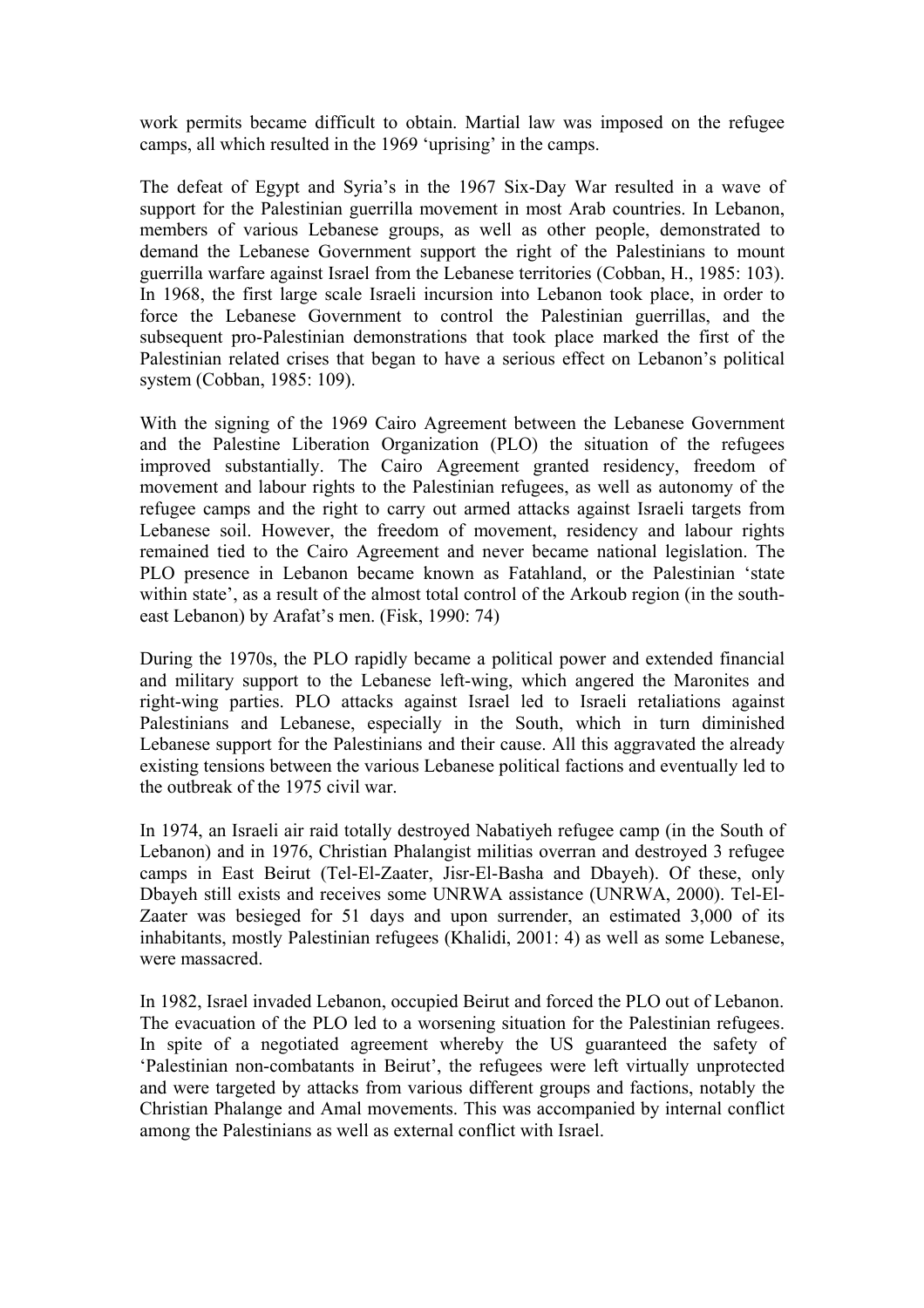work permits became difficult to obtain. Martial law was imposed on the refugee camps, all which resulted in the 1969 'uprising' in the camps.

The defeat of Egypt and Syria's in the 1967 Six-Day War resulted in a wave of support for the Palestinian guerrilla movement in most Arab countries. In Lebanon, members of various Lebanese groups, as well as other people, demonstrated to demand the Lebanese Government support the right of the Palestinians to mount guerrilla warfare against Israel from the Lebanese territories (Cobban, H., 1985: 103). In 1968, the first large scale Israeli incursion into Lebanon took place, in order to force the Lebanese Government to control the Palestinian guerrillas, and the subsequent pro-Palestinian demonstrations that took place marked the first of the Palestinian related crises that began to have a serious effect on Lebanon's political system (Cobban, 1985: 109).

With the signing of the 1969 Cairo Agreement between the Lebanese Government and the Palestine Liberation Organization (PLO) the situation of the refugees improved substantially. The Cairo Agreement granted residency, freedom of movement and labour rights to the Palestinian refugees, as well as autonomy of the refugee camps and the right to carry out armed attacks against Israeli targets from Lebanese soil. However, the freedom of movement, residency and labour rights remained tied to the Cairo Agreement and never became national legislation. The PLO presence in Lebanon became known as Fatahland, or the Palestinian 'state within state', as a result of the almost total control of the Arkoub region (in the south-east Lebanon) by Arafat's men. (Fisk, 1990: 74)

During the 1970s, the PLO rapidly became a political power and extended financial and military support to the Lebanese left-wing, which angered the Maronites and right-wing parties. PLO attacks against Israel led to Israeli retaliations against Palestinians and Lebanese, especially in the South, which in turn diminished Lebanese support for the Palestinians and their cause. All this aggravated the already existing tensions between the various Lebanese political factions and eventually led to the outbreak of the 1975 civil war.

In 1974, an Israeli air raid totally destroyed Nabatiyeh refugee camp (in the South of Lebanon) and in 1976, Christian Phalangist militias overran and destroyed 3 refugee camps in East Beirut (Tel-El-Zaater, Jisr-El-Basha and Dbayeh). Of these, only Dbayeh still exists and receives some UNRWA assistance (UNRWA, 2000). Tel-El-Zaater was besieged for 51 days and upon surrender, an estimated 3,000 of its inhabitants, mostly Palestinian refugees (Khalidi, 2001: 4) as well as some Lebanese, were massacred.

In 1982, Israel invaded Lebanon, occupied Beirut and forced the PLO out of Lebanon. The evacuation of the PLO led to a worsening situation for the Palestinian refugees. In spite of a negotiated agreement whereby the US guaranteed the safety of 'Palestinian non-combatants in Beirut', the refugees were left virtually unprotected and were targeted by attacks from various different groups and factions, notably the Christian Phalange and Amal movements. This was accompanied by internal conflict among the Palestinians as well as external conflict with Israel.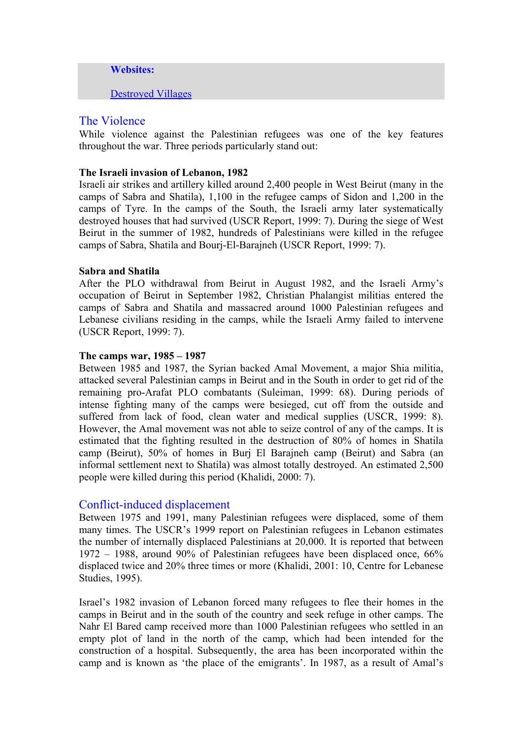**Websites:**

[Destroyed Villages]

## The Violence

While violence against the Palestinian refugees was one of the key features throughout the war. Three periods particularly stand out:

**The Israeli invasion of Lebanon, 1982**

Israeli air strikes and artillery killed around 2,400 people in West Beirut (many in the camps of Sabra and Shatila), 1,100 in the refugee camps of Sidon and 1,200 in the camps of Tyre. In the camps of the South, the Israeli army later systematically destroyed houses that had survived (USCR Report, 1999: 7). During the siege of West Beirut in the summer of 1982, hundreds of Palestinians were killed in the refugee camps of Sabra, Shatila and Bourj-El-Barajneh (USCR Report, 1999: 7).

**Sabra and Shatila**

After the PLO withdrawal from Beirut in August 1982, and the Israeli Army's occupation of Beirut in September 1982, Christian Phalangist militias entered the camps of Sabra and Shatila and massacred around 1000 Palestinian refugees and Lebanese civilians residing in the camps, while the Israeli Army failed to intervene (USCR Report, 1999: 7).

**The camps war, 1985 – 1987**

Between 1985 and 1987, the Syrian backed Amal Movement, a major Shia militia, attacked several Palestinian camps in Beirut and in the South in order to get rid of the remaining pro-Arafat PLO combatants (Suleiman, 1999: 68). During periods of intense fighting many of the camps were besieged, cut off from the outside and suffered from lack of food, clean water and medical supplies (USCR, 1999: 8). However, the Amal movement was not able to seize control of any of the camps. It is estimated that the fighting resulted in the destruction of 80% of homes in Shatila camp (Beirut), 50% of homes in Burj El Barajneh camp (Beirut) and Sabra (an informal settlement next to Shatila) was almost totally destroyed. An estimated 2,500 people were killed during this period (Khalidi, 2000: 7).

## Conflict-induced displacement

Between 1975 and 1991, many Palestinian refugees were displaced, some of them many times. The USCR's 1999 report on Palestinian refugees in Lebanon estimates the number of internally displaced Palestinians at 20,000. It is reported that between 1972 – 1988, around 90% of Palestinian refugees have been displaced once, 66% displaced twice and 20% three times or more (Khalidi, 2001: 10, Centre for Lebanese Studies, 1995).

Israel's 1982 invasion of Lebanon forced many refugees to flee their homes in the camps in Beirut and in the south of the country and seek refuge in other camps. The Nahr El Bared camp received more than 1000 Palestinian refugees who settled in an empty plot of land in the north of the camp, which had been intended for the construction of a hospital. Subsequently, the area has been incorporated within the camp and is known as 'the place of the emigrants'. In 1987, as a result of Amal's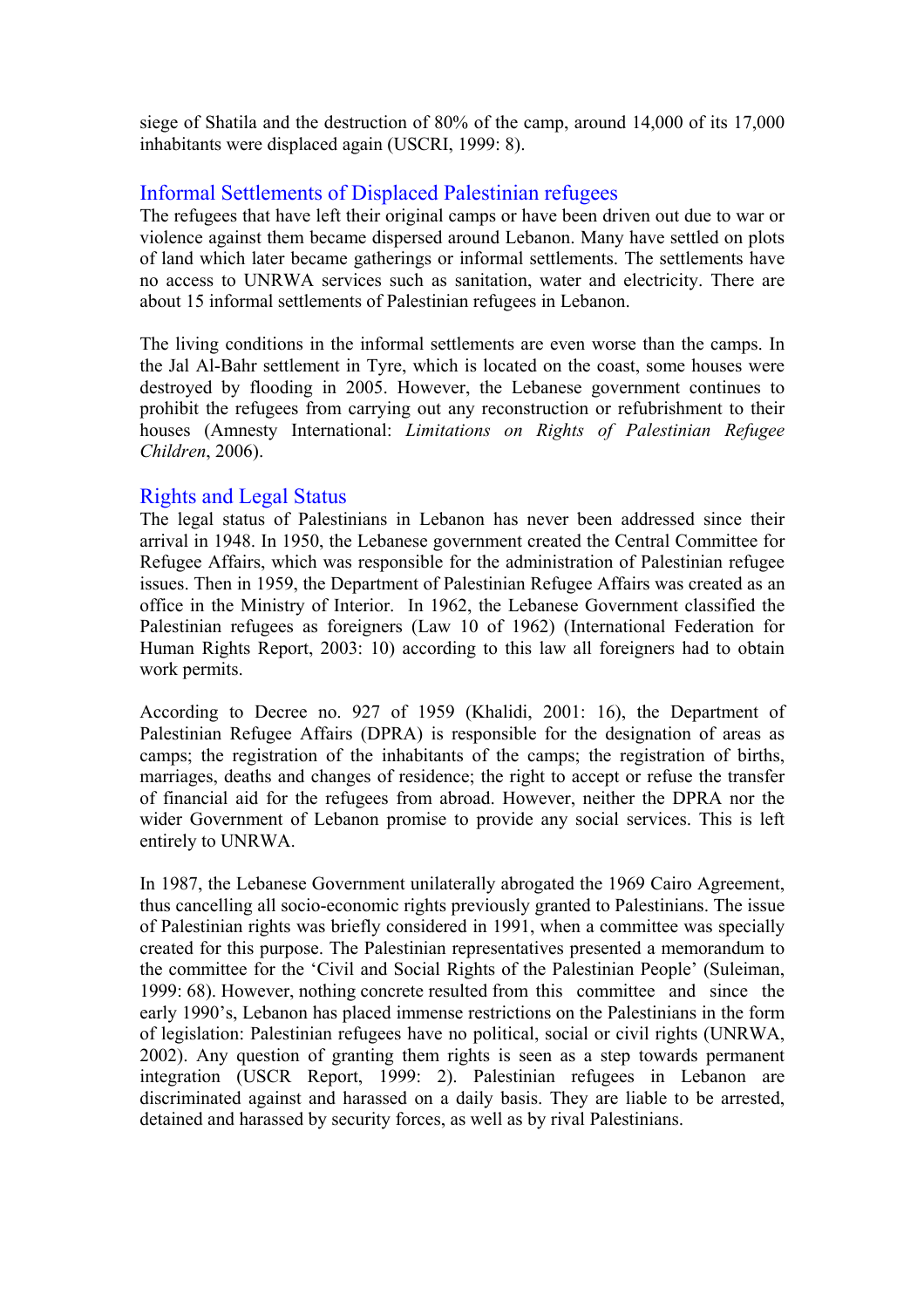siege of Shatila and the destruction of 80% of the camp, around 14,000 of its 17,000 inhabitants were displaced again (USCRI, 1999: 8).

## Informal Settlements of Displaced Palestinian refugees

The refugees that have left their original camps or have been driven out due to war or violence against them became dispersed around Lebanon. Many have settled on plots of land which later became gatherings or informal settlements. The settlements have no access to UNRWA services such as sanitation, water and electricity. There are about 15 informal settlements of Palestinian refugees in Lebanon.

The living conditions in the informal settlements are even worse than the camps. In the Jal Al-Bahr settlement in Tyre, which is located on the coast, some houses were destroyed by flooding in 2005. However, the Lebanese government continues to prohibit the refugees from carrying out any reconstruction or refurbishment to their houses (Amnesty International: *Limitations on Rights of Palestinian Refugee Children*, 2006).

## Rights and Legal Status

The legal status of Palestinians in Lebanon has never been addressed since their arrival in 1948. In 1950, the Lebanese government created the Central Committee for Refugee Affairs, which was responsible for the administration of Palestinian refugee issues. Then in 1959, the Department of Palestinian Refugee Affairs was created as an office in the Ministry of Interior. In 1962, the Lebanese Government classified the Palestinian refugees as foreigners (Law 10 of 1962) (International Federation for Human Rights Report, 2003: 10) according to this law all foreigners had to obtain work permits.

According to Decree no. 927 of 1959 (Khalidi, 2001: 16), the Department of Palestinian Refugee Affairs (DPRA) is responsible for the designation of areas as camps; the registration of the inhabitants of the camps; the registration of births, marriages, deaths and changes of residence; the right to accept or refuse the transfer of financial aid for the refugees from abroad. However, neither the DPRA nor the wider Government of Lebanon promise to provide any social services. This is left entirely to UNRWA.

In 1987, the Lebanese Government unilaterally abrogated the 1969 Cairo Agreement, thus cancelling all socio-economic rights previously granted to Palestinians. The issue of Palestinian rights was briefly considered in 1991, when a committee was specially created for this purpose. The Palestinian representatives presented a memorandum to the committee for the 'Civil and Social Rights of the Palestinian People' (Suleiman, 1999: 68). However, nothing concrete resulted from this committee and since the early 1990's, Lebanon has placed immense restrictions on the Palestinians in the form of legislation: Palestinian refugees have no political, social or civil rights (UNRWA, 2002). Any question of granting them rights is seen as a step towards permanent integration (USCR Report, 1999: 2). Palestinian refugees in Lebanon are discriminated against and harassed on a daily basis. They are liable to be arrested, detained and harassed by security forces, as well as by rival Palestinians.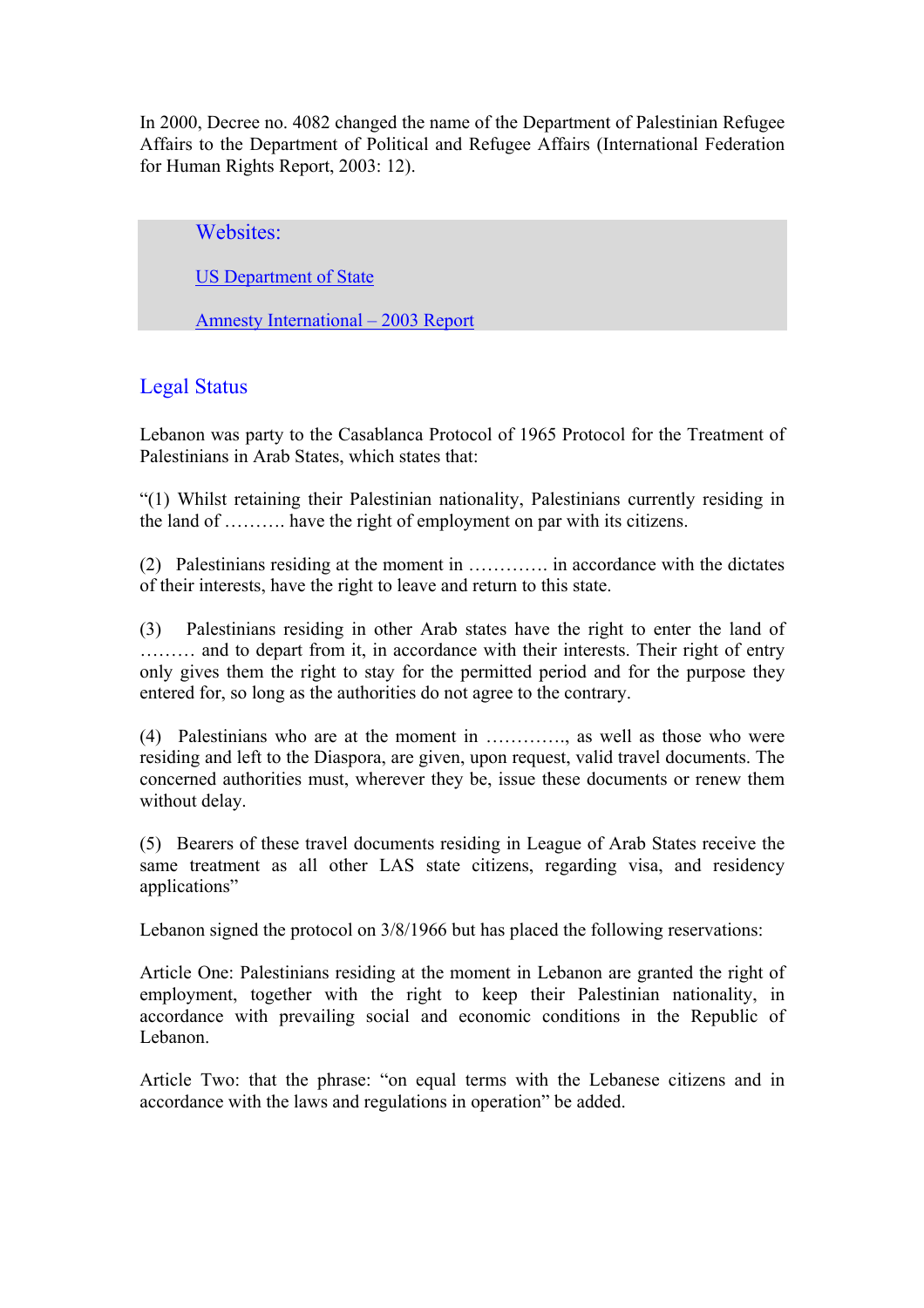In 2000, Decree no. 4082 changed the name of the Department of Palestinian Refugee Affairs to the Department of Political and Refugee Affairs (International Federation for Human Rights Report, 2003: 12).

> **Websites:**
>
> [US Department of State]()
>
> [Amnesty International – 2003 Report]()

## Legal Status

Lebanon was party to the Casablanca Protocol of 1965 Protocol for the Treatment of Palestinians in Arab States, which states that:

"(1) Whilst retaining their Palestinian nationality, Palestinians currently residing in the land of ………. have the right of employment on par with its citizens.

(2) Palestinians residing at the moment in …………. in accordance with the dictates of their interests, have the right to leave and return to this state.

(3) Palestinians residing in other Arab states have the right to enter the land of ……… and to depart from it, in accordance with their interests. Their right of entry only gives them the right to stay for the permitted period and for the purpose they entered for, so long as the authorities do not agree to the contrary.

(4) Palestinians who are at the moment in …………., as well as those who were residing and left to the Diaspora, are given, upon request, valid travel documents. The concerned authorities must, wherever they be, issue these documents or renew them without delay.

(5) Bearers of these travel documents residing in League of Arab States receive the same treatment as all other LAS state citizens, regarding visa, and residency applications"

Lebanon signed the protocol on 3/8/1966 but has placed the following reservations:

Article One: Palestinians residing at the moment in Lebanon are granted the right of employment, together with the right to keep their Palestinian nationality, in accordance with prevailing social and economic conditions in the Republic of Lebanon.

Article Two: that the phrase: "on equal terms with the Lebanese citizens and in accordance with the laws and regulations in operation" be added.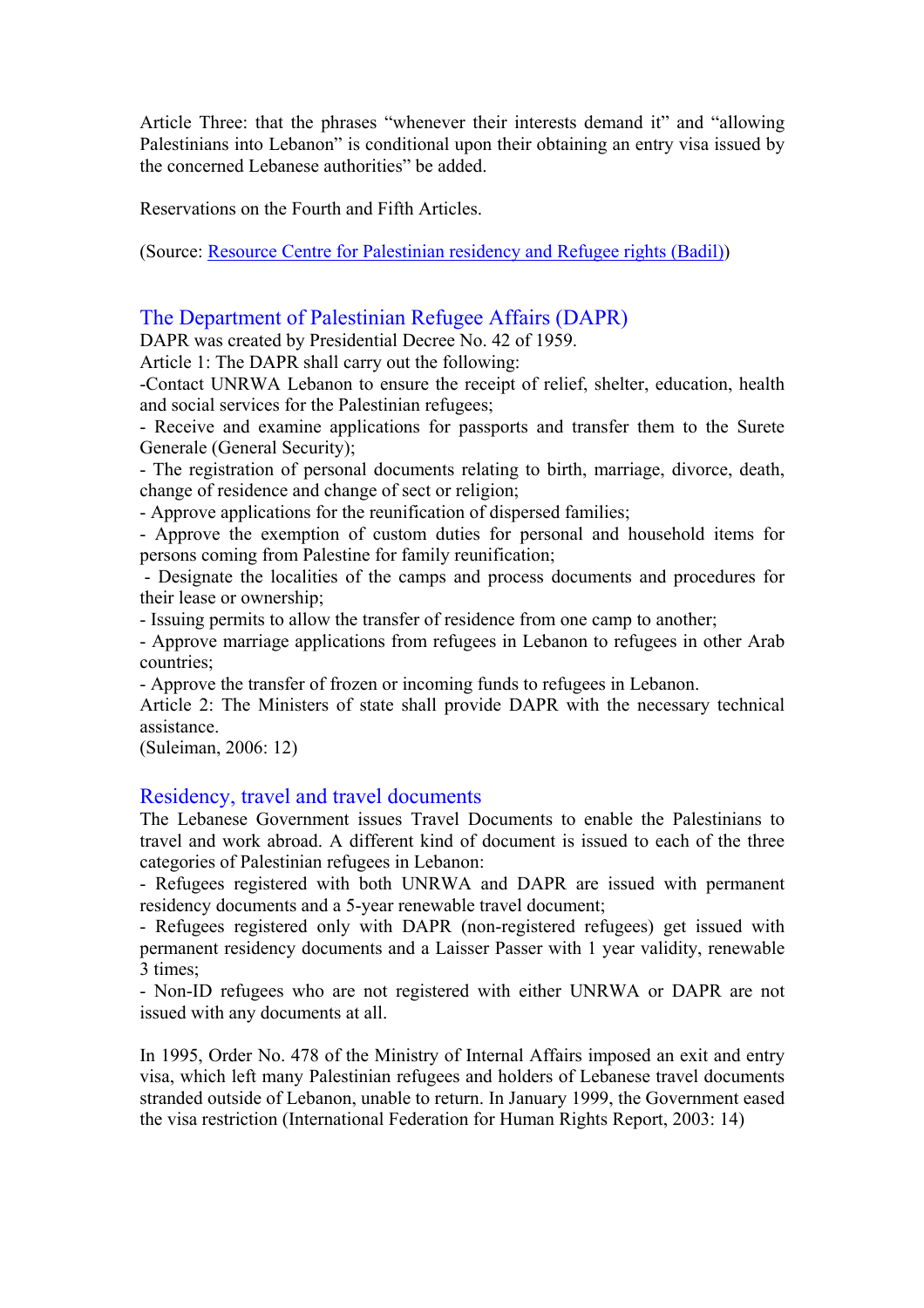Article Three: that the phrases "whenever their interests demand it" and "allowing Palestinians into Lebanon" is conditional upon their obtaining an entry visa issued by the concerned Lebanese authorities" be added.

Reservations on the Fourth and Fifth Articles.

(Source: Resource Centre for Palestinian residency and Refugee rights (Badil))

## The Department of Palestinian Refugee Affairs (DAPR)

DAPR was created by Presidential Decree No. 42 of 1959.

Article 1: The DAPR shall carry out the following:

- Contact UNRWA Lebanon to ensure the receipt of relief, shelter, education, health and social services for the Palestinian refugees;
- Receive and examine applications for passports and transfer them to the Surete Generale (General Security);
- The registration of personal documents relating to birth, marriage, divorce, death, change of residence and change of sect or religion;
- Approve applications for the reunification of dispersed families;
- Approve the exemption of custom duties for personal and household items for persons coming from Palestine for family reunification;
- Designate the localities of the camps and process documents and procedures for their lease or ownership;
- Issuing permits to allow the transfer of residence from one camp to another;
- Approve marriage applications from refugees in Lebanon to refugees in other Arab countries;
- Approve the transfer of frozen or incoming funds to refugees in Lebanon.

Article 2: The Ministers of state shall provide DAPR with the necessary technical assistance.

(Suleiman, 2006: 12)

## Residency, travel and travel documents

The Lebanese Government issues Travel Documents to enable the Palestinians to travel and work abroad. A different kind of document is issued to each of the three categories of Palestinian refugees in Lebanon:

- Refugees registered with both UNRWA and DAPR are issued with permanent residency documents and a 5-year renewable travel document;
- Refugees registered only with DAPR (non-registered refugees) get issued with permanent residency documents and a Laisser Passer with 1 year validity, renewable 3 times;
- Non-ID refugees who are not registered with either UNRWA or DAPR are not issued with any documents at all.

In 1995, Order No. 478 of the Ministry of Internal Affairs imposed an exit and entry visa, which left many Palestinian refugees and holders of Lebanese travel documents stranded outside of Lebanon, unable to return. In January 1999, the Government eased the visa restriction (International Federation for Human Rights Report, 2003: 14)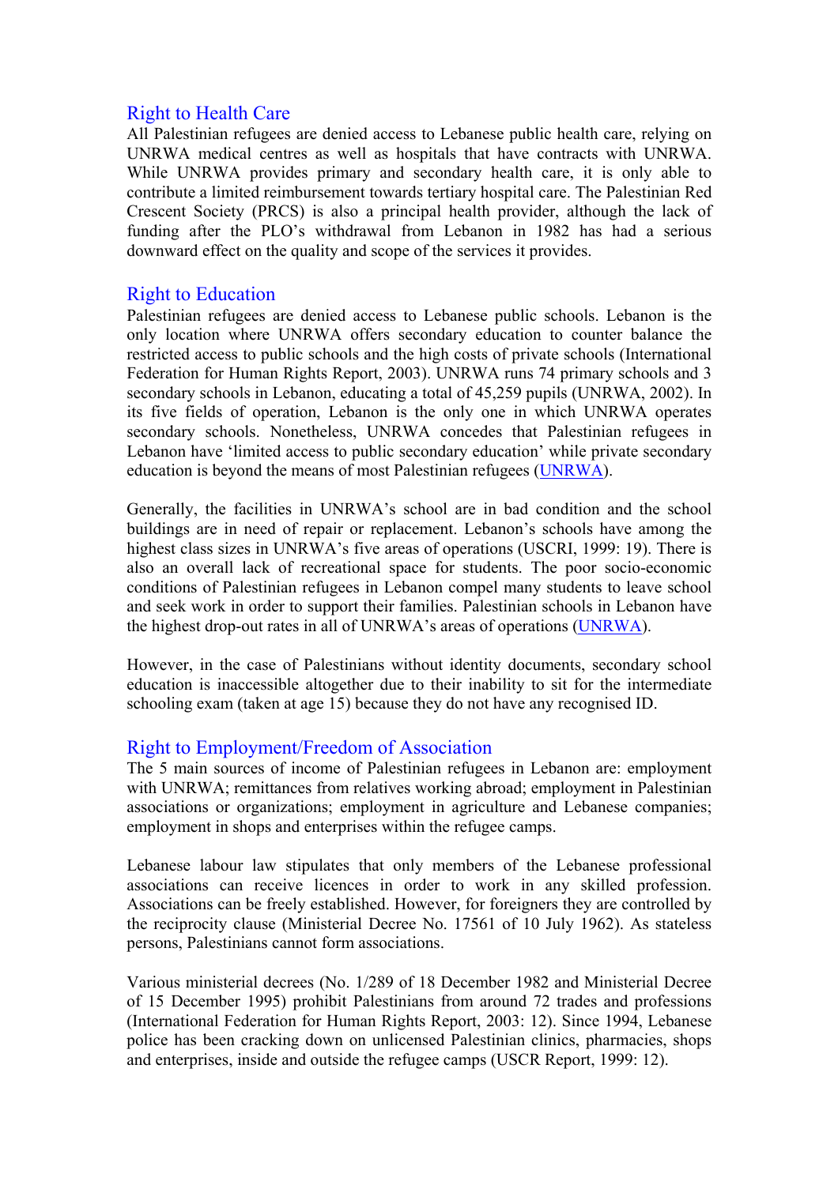## Right to Health Care

All Palestinian refugees are denied access to Lebanese public health care, relying on UNRWA medical centres as well as hospitals that have contracts with UNRWA. While UNRWA provides primary and secondary health care, it is only able to contribute a limited reimbursement towards tertiary hospital care. The Palestinian Red Crescent Society (PRCS) is also a principal health provider, although the lack of funding after the PLO's withdrawal from Lebanon in 1982 has had a serious downward effect on the quality and scope of the services it provides.

## Right to Education

Palestinian refugees are denied access to Lebanese public schools. Lebanon is the only location where UNRWA offers secondary education to counter balance the restricted access to public schools and the high costs of private schools (International Federation for Human Rights Report, 2003). UNRWA runs 74 primary schools and 3 secondary schools in Lebanon, educating a total of 45,259 pupils (UNRWA, 2002). In its five fields of operation, Lebanon is the only one in which UNRWA operates secondary schools. Nonetheless, UNRWA concedes that Palestinian refugees in Lebanon have 'limited access to public secondary education' while private secondary education is beyond the means of most Palestinian refugees (UNRWA).

Generally, the facilities in UNRWA's school are in bad condition and the school buildings are in need of repair or replacement. Lebanon's schools have among the highest class sizes in UNRWA's five areas of operations (USCRI, 1999: 19). There is also an overall lack of recreational space for students. The poor socio-economic conditions of Palestinian refugees in Lebanon compel many students to leave school and seek work in order to support their families. Palestinian schools in Lebanon have the highest drop-out rates in all of UNRWA's areas of operations (UNRWA).

However, in the case of Palestinians without identity documents, secondary school education is inaccessible altogether due to their inability to sit for the intermediate schooling exam (taken at age 15) because they do not have any recognised ID.

## Right to Employment/Freedom of Association

The 5 main sources of income of Palestinian refugees in Lebanon are: employment with UNRWA; remittances from relatives working abroad; employment in Palestinian associations or organizations; employment in agriculture and Lebanese companies; employment in shops and enterprises within the refugee camps.

Lebanese labour law stipulates that only members of the Lebanese professional associations can receive licences in order to work in any skilled profession. Associations can be freely established. However, for foreigners they are controlled by the reciprocity clause (Ministerial Decree No. 17561 of 10 July 1962). As stateless persons, Palestinians cannot form associations.

Various ministerial decrees (No. 1/289 of 18 December 1982 and Ministerial Decree of 15 December 1995) prohibit Palestinians from around 72 trades and professions (International Federation for Human Rights Report, 2003: 12). Since 1994, Lebanese police has been cracking down on unlicensed Palestinian clinics, pharmacies, shops and enterprises, inside and outside the refugee camps (USCR Report, 1999: 12).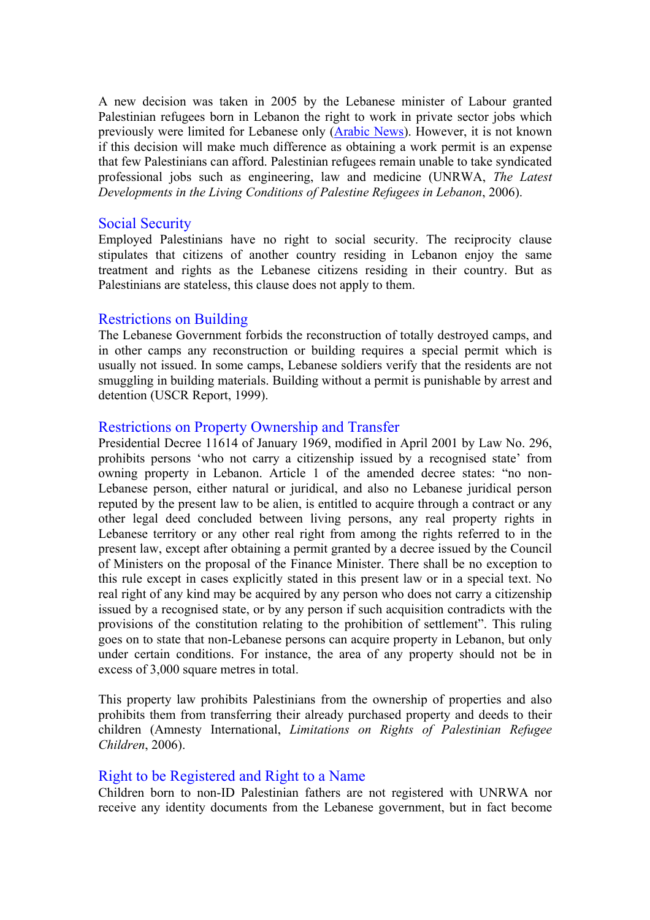A new decision was taken in 2005 by the Lebanese minister of Labour granted Palestinian refugees born in Lebanon the right to work in private sector jobs which previously were limited for Lebanese only (Arabic News). However, it is not known if this decision will make much difference as obtaining a work permit is an expense that few Palestinians can afford. Palestinian refugees remain unable to take syndicated professional jobs such as engineering, law and medicine (UNRWA, *The Latest Developments in the Living Conditions of Palestine Refugees in Lebanon*, 2006).

## Social Security

Employed Palestinians have no right to social security. The reciprocity clause stipulates that citizens of another country residing in Lebanon enjoy the same treatment and rights as the Lebanese citizens residing in their country. But as Palestinians are stateless, this clause does not apply to them.

## Restrictions on Building

The Lebanese Government forbids the reconstruction of totally destroyed camps, and in other camps any reconstruction or building requires a special permit which is usually not issued. In some camps, Lebanese soldiers verify that the residents are not smuggling in building materials. Building without a permit is punishable by arrest and detention (USCR Report, 1999).

## Restrictions on Property Ownership and Transfer

Presidential Decree 11614 of January 1969, modified in April 2001 by Law No. 296, prohibits persons 'who not carry a citizenship issued by a recognised state' from owning property in Lebanon. Article 1 of the amended decree states: "no non-Lebanese person, either natural or juridical, and also no Lebanese juridical person reputed by the present law to be alien, is entitled to acquire through a contract or any other legal deed concluded between living persons, any real property rights in Lebanese territory or any other real right from among the rights referred to in the present law, except after obtaining a permit granted by a decree issued by the Council of Ministers on the proposal of the Finance Minister. There shall be no exception to this rule except in cases explicitly stated in this present law or in a special text. No real right of any kind may be acquired by any person who does not carry a citizenship issued by a recognised state, or by any person if such acquisition contradicts with the provisions of the constitution relating to the prohibition of settlement". This ruling goes on to state that non-Lebanese persons can acquire property in Lebanon, but only under certain conditions. For instance, the area of any property should not be in excess of 3,000 square metres in total.

This property law prohibits Palestinians from the ownership of properties and also prohibits them from transferring their already purchased property and deeds to their children (Amnesty International, *Limitations on Rights of Palestinian Refugee Children*, 2006).

## Right to be Registered and Right to a Name

Children born to non-ID Palestinian fathers are not registered with UNRWA nor receive any identity documents from the Lebanese government, but in fact become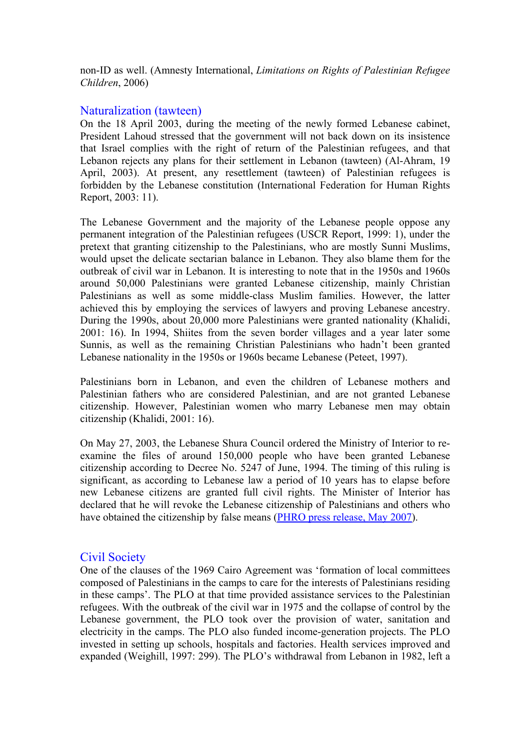non-ID as well. (Amnesty International, *Limitations on Rights of Palestinian Refugee Children*, 2006)

## Naturalization (tawteen)

On the 18 April 2003, during the meeting of the newly formed Lebanese cabinet, President Lahoud stressed that the government will not back down on its insistence that Israel complies with the right of return of the Palestinian refugees, and that Lebanon rejects any plans for their settlement in Lebanon (tawteen) (Al-Ahram, 19 April, 2003). At present, any resettlement (tawteen) of Palestinian refugees is forbidden by the Lebanese constitution (International Federation for Human Rights Report, 2003: 11).

The Lebanese Government and the majority of the Lebanese people oppose any permanent integration of the Palestinian refugees (USCR Report, 1999: 1), under the pretext that granting citizenship to the Palestinians, who are mostly Sunni Muslims, would upset the delicate sectarian balance in Lebanon. They also blame them for the outbreak of civil war in Lebanon. It is interesting to note that in the 1950s and 1960s around 50,000 Palestinians were granted Lebanese citizenship, mainly Christian Palestinians as well as some middle-class Muslim families. However, the latter achieved this by employing the services of lawyers and proving Lebanese ancestry. During the 1990s, about 20,000 more Palestinians were granted nationality (Khalidi, 2001: 16). In 1994, Shiites from the seven border villages and a year later some Sunnis, as well as the remaining Christian Palestinians who hadn't been granted Lebanese nationality in the 1950s or 1960s became Lebanese (Peteet, 1997).

Palestinians born in Lebanon, and even the children of Lebanese mothers and Palestinian fathers who are considered Palestinian, and are not granted Lebanese citizenship. However, Palestinian women who marry Lebanese men may obtain citizenship (Khalidi, 2001: 16).

On May 27, 2003, the Lebanese Shura Council ordered the Ministry of Interior to re-examine the files of around 150,000 people who have been granted Lebanese citizenship according to Decree No. 5247 of June, 1994. The timing of this ruling is significant, as according to Lebanese law a period of 10 years has to elapse before new Lebanese citizens are granted full civil rights. The Minister of Interior has declared that he will revoke the Lebanese citizenship of Palestinians and others who have obtained the citizenship by false means (PHRO press release, May 2007).

## Civil Society

One of the clauses of the 1969 Cairo Agreement was 'formation of local committees composed of Palestinians in the camps to care for the interests of Palestinians residing in these camps'. The PLO at that time provided assistance services to the Palestinian refugees. With the outbreak of the civil war in 1975 and the collapse of control by the Lebanese government, the PLO took over the provision of water, sanitation and electricity in the camps. The PLO also funded income-generation projects. The PLO invested in setting up schools, hospitals and factories. Health services improved and expanded (Weighill, 1997: 299). The PLO's withdrawal from Lebanon in 1982, left a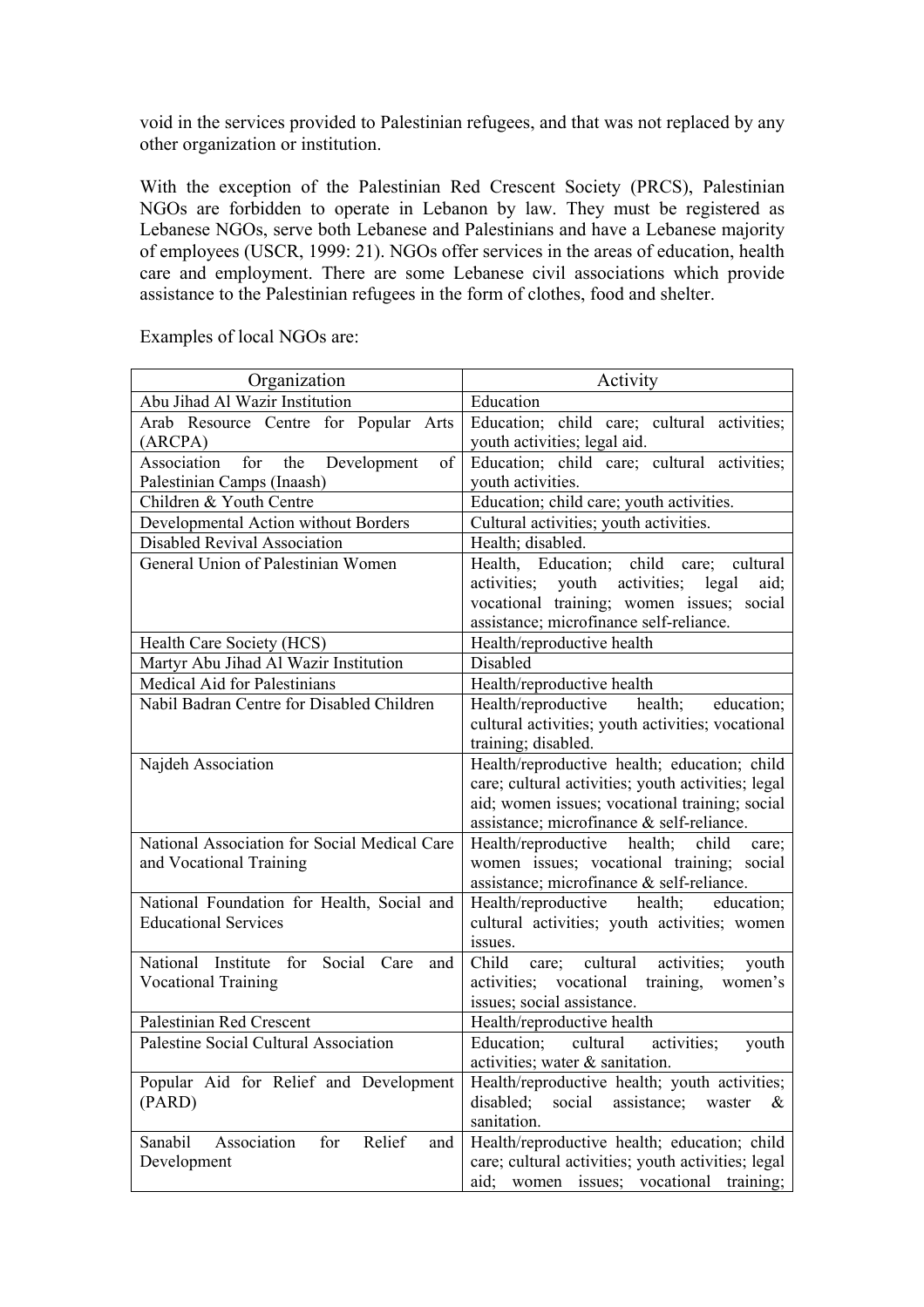void in the services provided to Palestinian refugees, and that was not replaced by any other organization or institution.

With the exception of the Palestinian Red Crescent Society (PRCS), Palestinian NGOs are forbidden to operate in Lebanon by law. They must be registered as Lebanese NGOs, serve both Lebanese and Palestinians and have a Lebanese majority of employees (USCR, 1999: 21). NGOs offer services in the areas of education, health care and employment. There are some Lebanese civil associations which provide assistance to the Palestinian refugees in the form of clothes, food and shelter.

Examples of local NGOs are:

| Organization | Activity |
|---|---|
| Abu Jihad Al Wazir Institution | Education |
| Arab Resource Centre for Popular Arts (ARCPA) | Education; child care; cultural activities; youth activities; legal aid. |
| Association for the Development of Palestinian Camps (Inaash) | Education; child care; cultural activities; youth activities. |
| Children & Youth Centre | Education; child care; youth activities. |
| Developmental Action without Borders | Cultural activities; youth activities. |
| Disabled Revival Association | Health; disabled. |
| General Union of Palestinian Women | Health, Education; child care; cultural activities; youth activities; legal aid; vocational training; women issues; social assistance; microfinance self-reliance. |
| Health Care Society (HCS) | Health/reproductive health |
| Martyr Abu Jihad Al Wazir Institution | Disabled |
| Medical Aid for Palestinians | Health/reproductive health |
| Nabil Badran Centre for Disabled Children | Health/reproductive health; education; cultural activities; youth activities; vocational training; disabled. |
| Najdeh Association | Health/reproductive health; education; child care; cultural activities; youth activities; legal aid; women issues; vocational training; social assistance; microfinance & self-reliance. |
| National Association for Social Medical Care and Vocational Training | Health/reproductive health; child care; women issues; vocational training; social assistance; microfinance & self-reliance. |
| National Foundation for Health, Social and Educational Services | Health/reproductive health; education; cultural activities; youth activities; women issues. |
| National Institute for Social Care and Vocational Training | Child care; cultural activities; youth activities; vocational training, women's issues; social assistance. |
| Palestinian Red Crescent | Health/reproductive health |
| Palestine Social Cultural Association | Education; cultural activities; youth activities; water & sanitation. |
| Popular Aid for Relief and Development (PARD) | Health/reproductive health; youth activities; disabled; social assistance; waster & sanitation. |
| Sanabil Association for Relief and Development | Health/reproductive health; education; child care; cultural activities; youth activities; legal aid; women issues; vocational training; |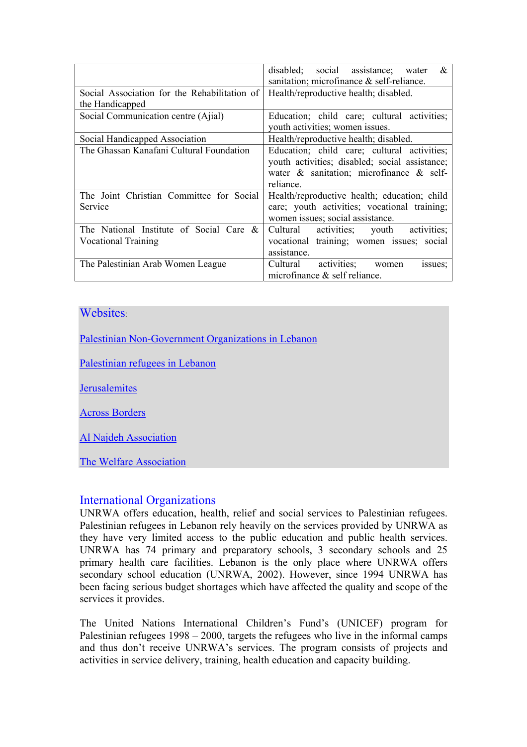| | |
|---|---|
| | disabled; social assistance; water & sanitation; microfinance & self-reliance. |
| Social Association for the Rehabilitation of the Handicapped | Health/reproductive health; disabled. |
| Social Communication centre (Ajial) | Education; child care; cultural activities; youth activities; women issues. |
| Social Handicapped Association | Health/reproductive health; disabled. |
| The Ghassan Kanafani Cultural Foundation | Education; child care; cultural activities; youth activities; disabled; social assistance; water & sanitation; microfinance & self-reliance. |
| The Joint Christian Committee for Social Service | Health/reproductive health; education; child care; youth activities; vocational training; women issues; social assistance. |
| The National Institute of Social Care & Vocational Training | Cultural activities; youth activities; vocational training; women issues; social assistance. |
| The Palestinian Arab Women League | Cultural activities; women issues; microfinance & self reliance. |

## Websites:

Palestinian Non-Government Organizations in Lebanon

Palestinian refugees in Lebanon

Jerusalemites

Across Borders

Al Najdeh Association

The Welfare Association

## International Organizations

UNRWA offers education, health, relief and social services to Palestinian refugees. Palestinian refugees in Lebanon rely heavily on the services provided by UNRWA as they have very limited access to the public education and public health services. UNRWA has 74 primary and preparatory schools, 3 secondary schools and 25 primary health care facilities. Lebanon is the only place where UNRWA offers secondary school education (UNRWA, 2002). However, since 1994 UNRWA has been facing serious budget shortages which have affected the quality and scope of the services it provides.

The United Nations International Children's Fund's (UNICEF) program for Palestinian refugees 1998 – 2000, targets the refugees who live in the informal camps and thus don't receive UNRWA's services. The program consists of projects and activities in service delivery, training, health education and capacity building.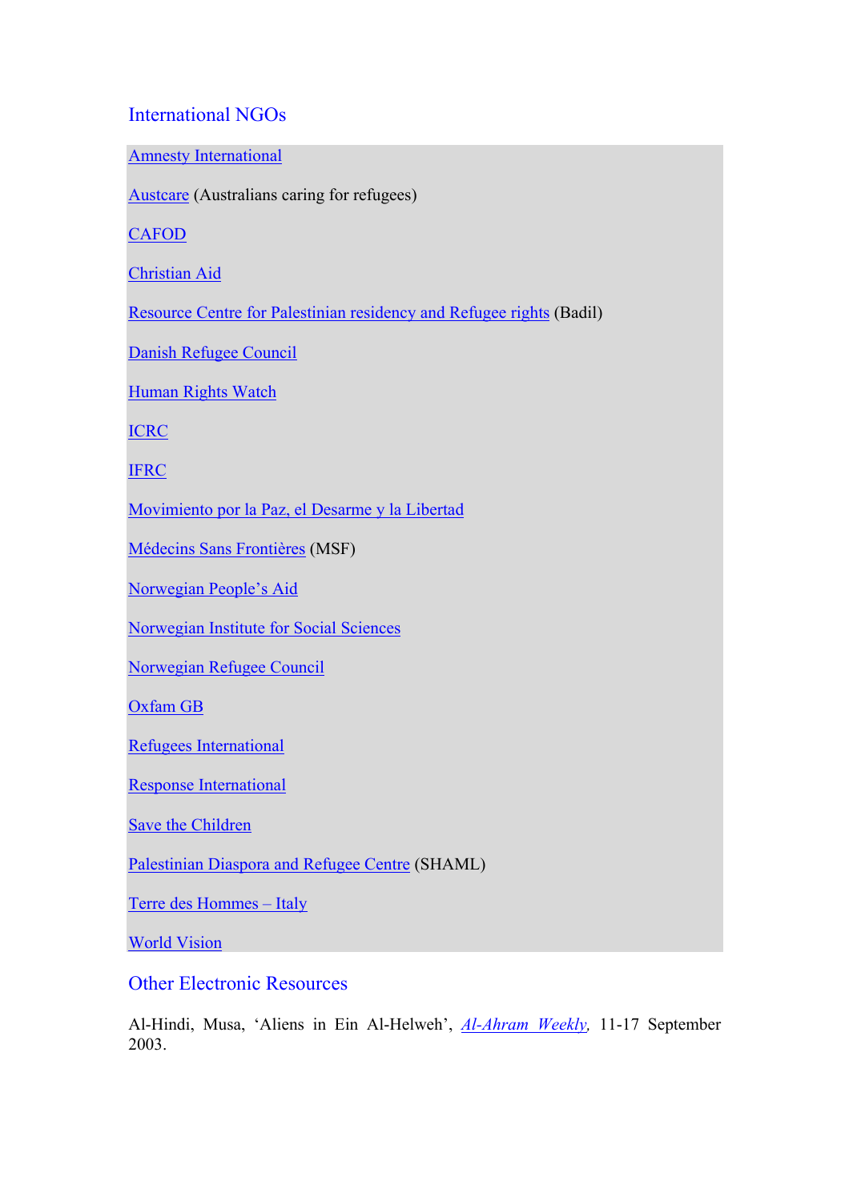## International NGOs

Amnesty International

Austcare (Australians caring for refugees)

CAFOD

Christian Aid

Resource Centre for Palestinian residency and Refugee rights (Badil)

Danish Refugee Council

Human Rights Watch

ICRC

IFRC

Movimiento por la Paz, el Desarme y la Libertad

Médecins Sans Frontières (MSF)

Norwegian People's Aid

Norwegian Institute for Social Sciences

Norwegian Refugee Council

Oxfam GB

Refugees International

Response International

Save the Children

Palestinian Diaspora and Refugee Centre (SHAML)

Terre des Hommes – Italy

World Vision

## Other Electronic Resources

Al-Hindi, Musa, 'Aliens in Ein Al-Helweh', *Al-Ahram Weekly*, 11-17 September 2003.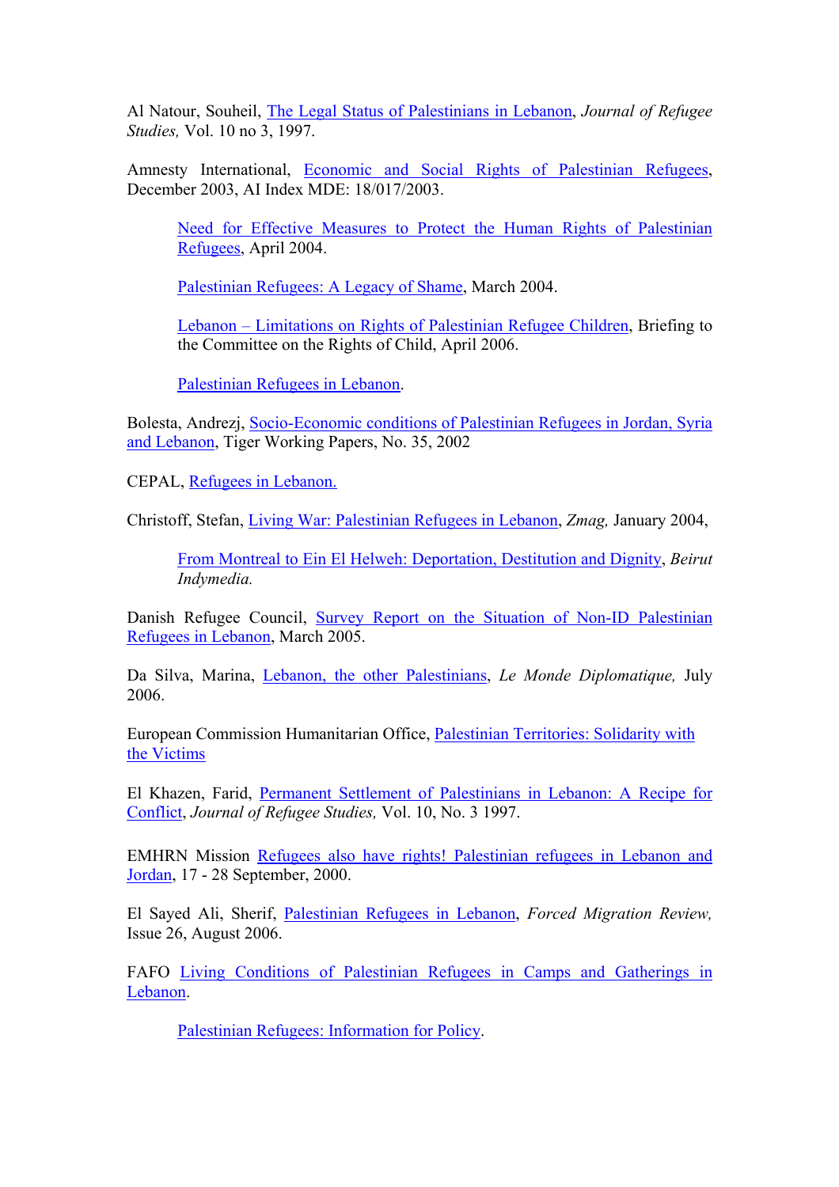Al Natour, Souheil, The Legal Status of Palestinians in Lebanon, *Journal of Refugee Studies,* Vol. 10 no 3, 1997.

Amnesty International, Economic and Social Rights of Palestinian Refugees, December 2003, AI Index MDE: 18/017/2003.

> Need for Effective Measures to Protect the Human Rights of Palestinian Refugees, April 2004.
>
> Palestinian Refugees: A Legacy of Shame, March 2004.
>
> Lebanon – Limitations on Rights of Palestinian Refugee Children, Briefing to the Committee on the Rights of Child, April 2006.
>
> Palestinian Refugees in Lebanon.

Bolesta, Andrezj, Socio-Economic conditions of Palestinian Refugees in Jordan, Syria and Lebanon, Tiger Working Papers, No. 35, 2002

CEPAL, Refugees in Lebanon.

Christoff, Stefan, Living War: Palestinian Refugees in Lebanon, *Zmag,* January 2004,

> From Montreal to Ein El Helweh: Deportation, Destitution and Dignity, *Beirut Indymedia.*

Danish Refugee Council, Survey Report on the Situation of Non-ID Palestinian Refugees in Lebanon, March 2005.

Da Silva, Marina, Lebanon, the other Palestinians, *Le Monde Diplomatique,* July 2006.

European Commission Humanitarian Office, Palestinian Territories: Solidarity with the Victims

El Khazen, Farid, Permanent Settlement of Palestinians in Lebanon: A Recipe for Conflict, *Journal of Refugee Studies,* Vol. 10, No. 3 1997.

EMHRN Mission Refugees also have rights! Palestinian refugees in Lebanon and Jordan, 17 - 28 September, 2000.

El Sayed Ali, Sherif, Palestinian Refugees in Lebanon, *Forced Migration Review,* Issue 26, August 2006.

FAFO Living Conditions of Palestinian Refugees in Camps and Gatherings in Lebanon.

> Palestinian Refugees: Information for Policy.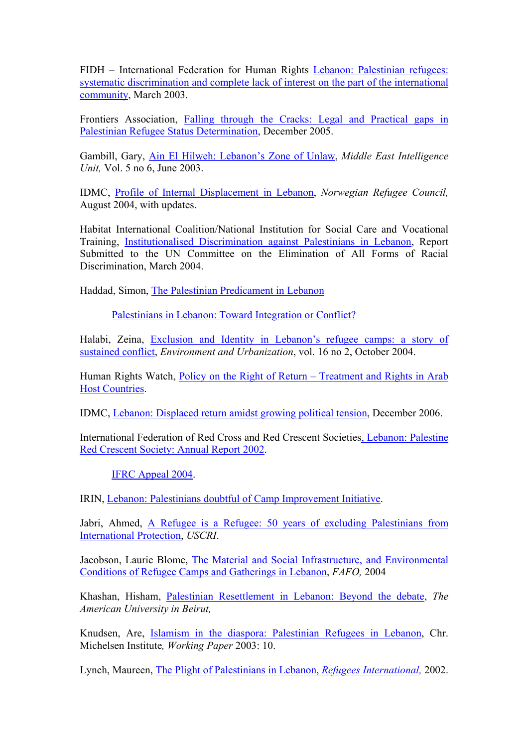FIDH – International Federation for Human Rights Lebanon: Palestinian refugees: systematic discrimination and complete lack of interest on the part of the international community, March 2003.

Frontiers Association, Falling through the Cracks: Legal and Practical gaps in Palestinian Refugee Status Determination, December 2005.

Gambill, Gary, Ain El Hilweh: Lebanon's Zone of Unlaw, *Middle East Intelligence Unit,* Vol. 5 no 6, June 2003.

IDMC, Profile of Internal Displacement in Lebanon, *Norwegian Refugee Council,* August 2004, with updates.

Habitat International Coalition/National Institution for Social Care and Vocational Training, Institutionalised Discrimination against Palestinians in Lebanon, Report Submitted to the UN Committee on the Elimination of All Forms of Racial Discrimination, March 2004.

Haddad, Simon, The Palestinian Predicament in Lebanon

Palestinians in Lebanon: Toward Integration or Conflict?

Halabi, Zeina, Exclusion and Identity in Lebanon's refugee camps: a story of sustained conflict, *Environment and Urbanization*, vol. 16 no 2, October 2004.

Human Rights Watch, Policy on the Right of Return – Treatment and Rights in Arab Host Countries.

IDMC, Lebanon: Displaced return amidst growing political tension, December 2006.

International Federation of Red Cross and Red Crescent Societies, Lebanon: Palestine Red Crescent Society: Annual Report 2002.

IFRC Appeal 2004.

IRIN, Lebanon: Palestinians doubtful of Camp Improvement Initiative.

Jabri, Ahmed, A Refugee is a Refugee: 50 years of excluding Palestinians from International Protection, *USCRI*.

Jacobson, Laurie Blome, The Material and Social Infrastructure, and Environmental Conditions of Refugee Camps and Gatherings in Lebanon, *FAFO,* 2004

Khashan, Hisham, Palestinian Resettlement in Lebanon: Beyond the debate, *The American University in Beirut,*

Knudsen, Are, Islamism in the diaspora: Palestinian Refugees in Lebanon, Chr. Michelsen Institute*, Working Paper* 2003: 10.

Lynch, Maureen, The Plight of Palestinians in Lebanon, *Refugees International,* 2002.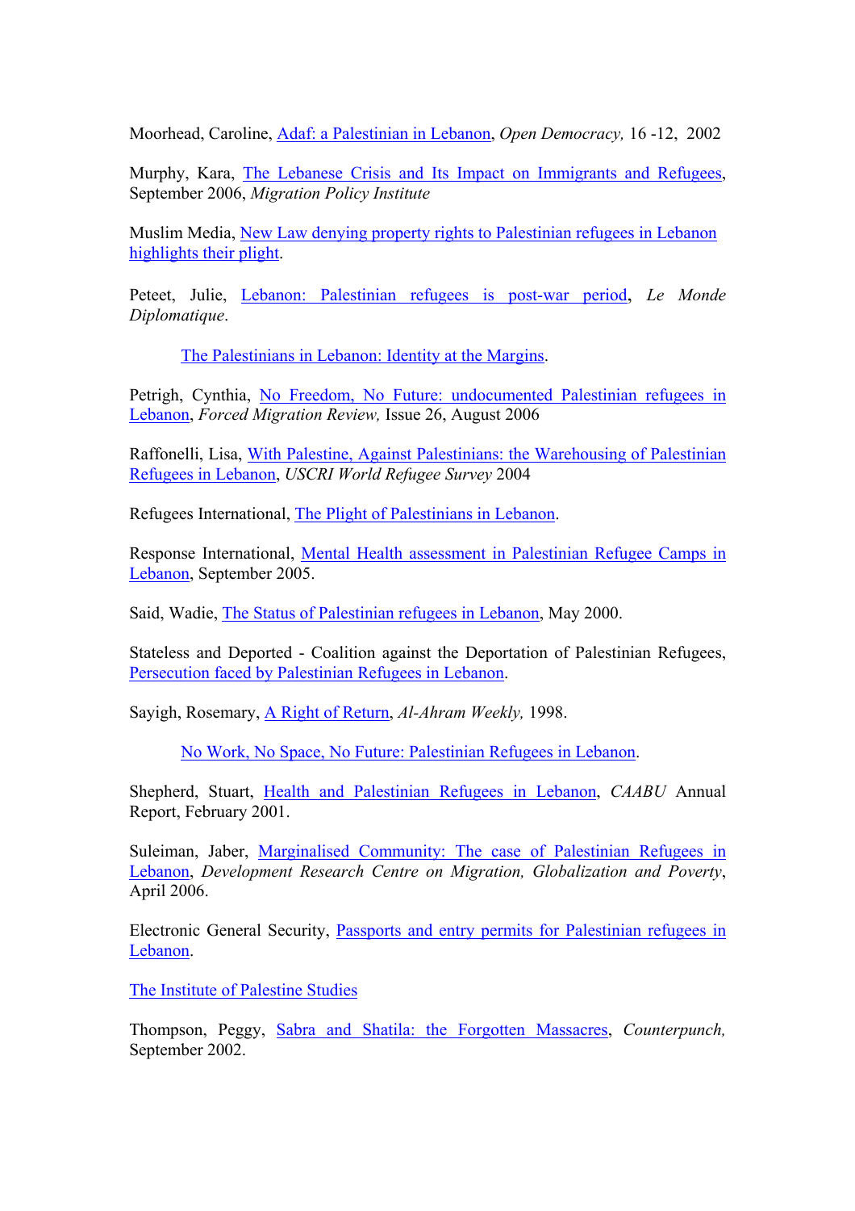Moorhead, Caroline, Adaf: a Palestinian in Lebanon, *Open Democracy,* 16 -12, 2002

Murphy, Kara, The Lebanese Crisis and Its Impact on Immigrants and Refugees, September 2006, *Migration Policy Institute*

Muslim Media, New Law denying property rights to Palestinian refugees in Lebanon highlights their plight.

Peteet, Julie, Lebanon: Palestinian refugees is post-war period, *Le Monde Diplomatique*.

The Palestinians in Lebanon: Identity at the Margins.

Petrigh, Cynthia, No Freedom, No Future: undocumented Palestinian refugees in Lebanon, *Forced Migration Review,* Issue 26, August 2006

Raffonelli, Lisa, With Palestine, Against Palestinians: the Warehousing of Palestinian Refugees in Lebanon, *USCRI World Refugee Survey* 2004

Refugees International, The Plight of Palestinians in Lebanon.

Response International, Mental Health assessment in Palestinian Refugee Camps in Lebanon, September 2005.

Said, Wadie, The Status of Palestinian refugees in Lebanon, May 2000.

Stateless and Deported - Coalition against the Deportation of Palestinian Refugees, Persecution faced by Palestinian Refugees in Lebanon.

Sayigh, Rosemary, A Right of Return, *Al-Ahram Weekly,* 1998.

No Work, No Space, No Future: Palestinian Refugees in Lebanon.

Shepherd, Stuart, Health and Palestinian Refugees in Lebanon, *CAABU* Annual Report, February 2001.

Suleiman, Jaber, Marginalised Community: The case of Palestinian Refugees in Lebanon, *Development Research Centre on Migration, Globalization and Poverty*, April 2006.

Electronic General Security, Passports and entry permits for Palestinian refugees in Lebanon.

The Institute of Palestine Studies

Thompson, Peggy, Sabra and Shatila: the Forgotten Massacres, *Counterpunch,* September 2002.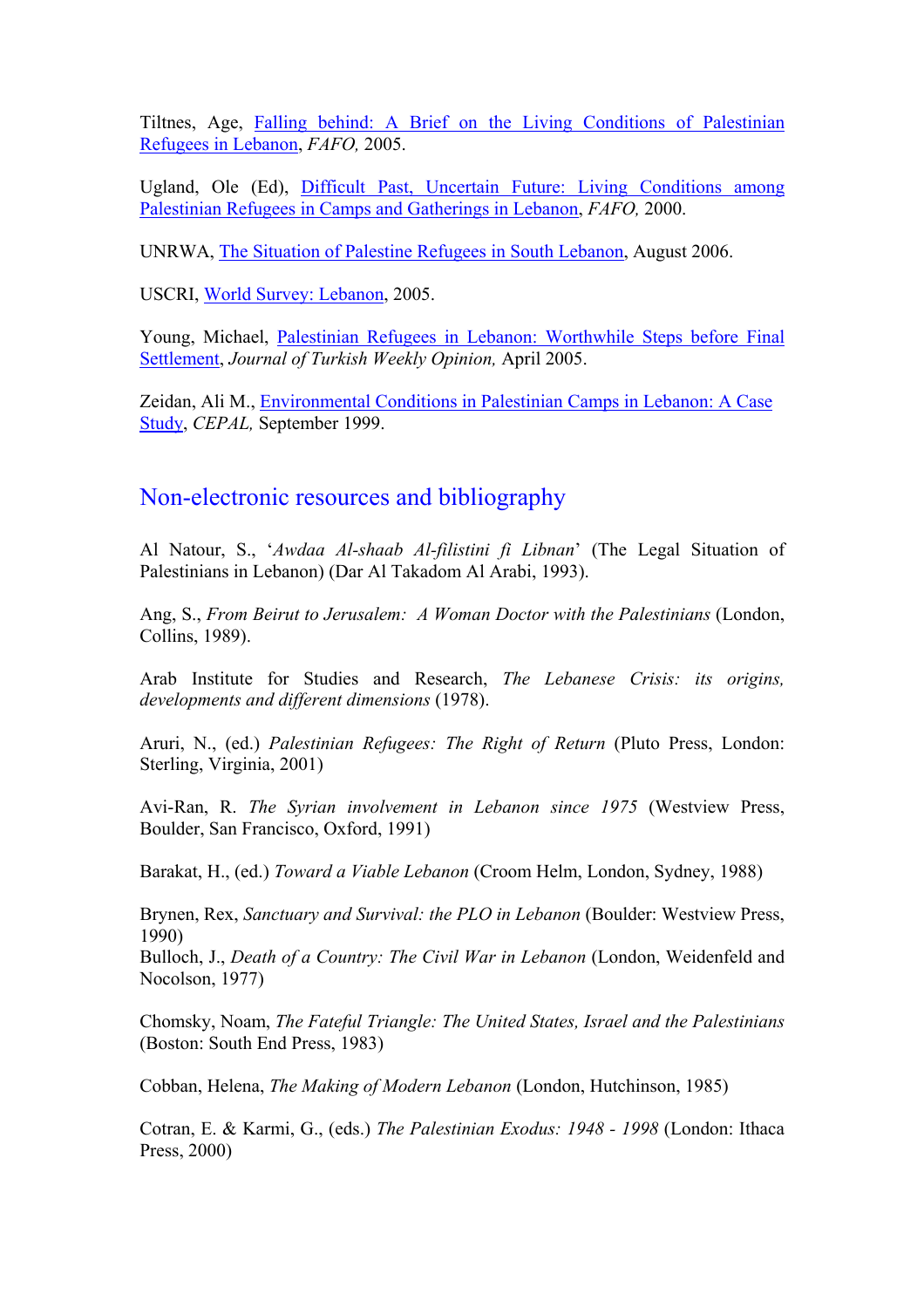Tiltnes, Age, Falling behind: A Brief on the Living Conditions of Palestinian Refugees in Lebanon, *FAFO,* 2005.

Ugland, Ole (Ed), Difficult Past, Uncertain Future: Living Conditions among Palestinian Refugees in Camps and Gatherings in Lebanon, *FAFO,* 2000.

UNRWA, The Situation of Palestine Refugees in South Lebanon, August 2006.

USCRI, World Survey: Lebanon, 2005.

Young, Michael, Palestinian Refugees in Lebanon: Worthwhile Steps before Final Settlement, *Journal of Turkish Weekly Opinion,* April 2005.

Zeidan, Ali M., Environmental Conditions in Palestinian Camps in Lebanon: A Case Study, *CEPAL,* September 1999.

## Non-electronic resources and bibliography

Al Natour, S., '*Awdaa Al-shaab Al-filistini fi Libnan*' (The Legal Situation of Palestinians in Lebanon) (Dar Al Takadom Al Arabi, 1993).

Ang, S., *From Beirut to Jerusalem: A Woman Doctor with the Palestinians* (London, Collins, 1989).

Arab Institute for Studies and Research, *The Lebanese Crisis: its origins, developments and different dimensions* (1978).

Aruri, N., (ed.) *Palestinian Refugees: The Right of Return* (Pluto Press, London: Sterling, Virginia, 2001)

Avi-Ran, R. *The Syrian involvement in Lebanon since 1975* (Westview Press, Boulder, San Francisco, Oxford, 1991)

Barakat, H., (ed.) *Toward a Viable Lebanon* (Croom Helm, London, Sydney, 1988)

Brynen, Rex, *Sanctuary and Survival: the PLO in Lebanon* (Boulder: Westview Press, 1990)

Bulloch, J., *Death of a Country: The Civil War in Lebanon* (London, Weidenfeld and Nocolson, 1977)

Chomsky, Noam, *The Fateful Triangle: The United States, Israel and the Palestinians* (Boston: South End Press, 1983)

Cobban, Helena, *The Making of Modern Lebanon* (London, Hutchinson, 1985)

Cotran, E. & Karmi, G., (eds.) *The Palestinian Exodus: 1948 - 1998* (London: Ithaca Press, 2000)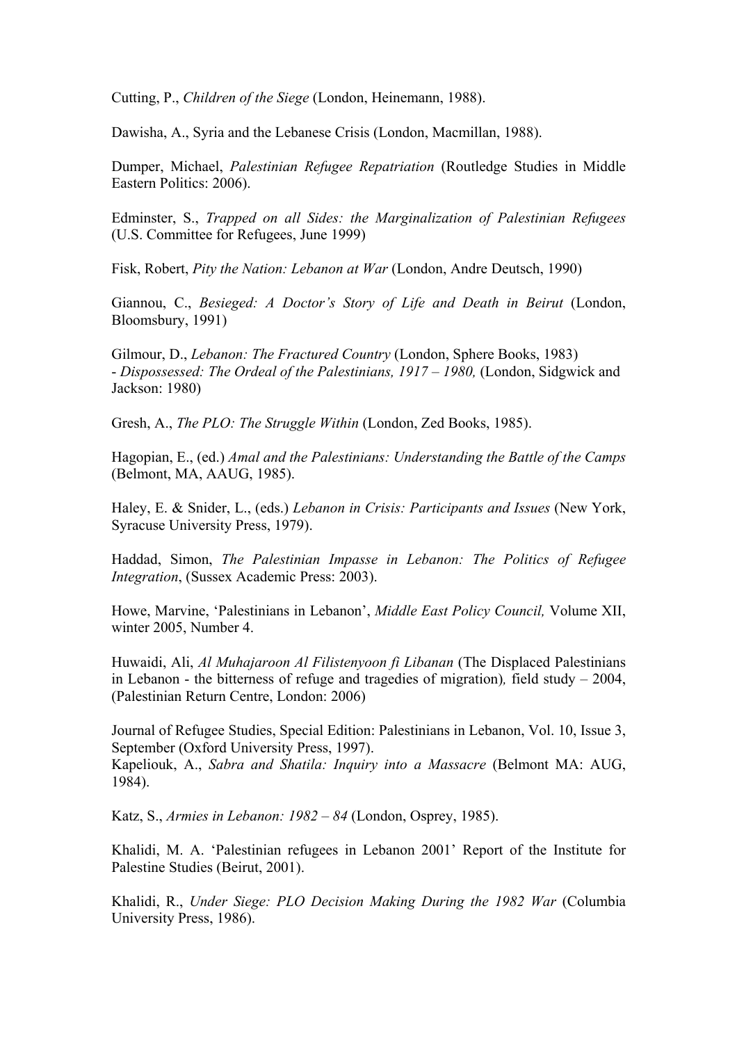Cutting, P., *Children of the Siege* (London, Heinemann, 1988).

Dawisha, A., Syria and the Lebanese Crisis (London, Macmillan, 1988).

Dumper, Michael, *Palestinian Refugee Repatriation* (Routledge Studies in Middle Eastern Politics: 2006).

Edminster, S., *Trapped on all Sides: the Marginalization of Palestinian Refugees* (U.S. Committee for Refugees, June 1999)

Fisk, Robert, *Pity the Nation: Lebanon at War* (London, Andre Deutsch, 1990)

Giannou, C., *Besieged: A Doctor's Story of Life and Death in Beirut* (London, Bloomsbury, 1991)

Gilmour, D., *Lebanon: The Fractured Country* (London, Sphere Books, 1983)
- *Dispossessed: The Ordeal of the Palestinians, 1917 – 1980,* (London, Sidgwick and Jackson: 1980)

Gresh, A., *The PLO: The Struggle Within* (London, Zed Books, 1985).

Hagopian, E., (ed.) *Amal and the Palestinians: Understanding the Battle of the Camps* (Belmont, MA, AAUG, 1985).

Haley, E. & Snider, L., (eds.) *Lebanon in Crisis: Participants and Issues* (New York, Syracuse University Press, 1979).

Haddad, Simon, *The Palestinian Impasse in Lebanon: The Politics of Refugee Integration*, (Sussex Academic Press: 2003).

Howe, Marvine, 'Palestinians in Lebanon', *Middle East Policy Council,* Volume XII, winter 2005, Number 4.

Huwaidi, Ali, *Al Muhajaroon Al Filistenyoon fi Libanan* (The Displaced Palestinians in Lebanon - the bitterness of refuge and tragedies of migration)*,* field study – 2004, (Palestinian Return Centre, London: 2006)

Journal of Refugee Studies, Special Edition: Palestinians in Lebanon, Vol. 10, Issue 3, September (Oxford University Press, 1997).
Kapeliouk, A., *Sabra and Shatila: Inquiry into a Massacre* (Belmont MA: AUG, 1984).

Katz, S., *Armies in Lebanon: 1982 – 84* (London, Osprey, 1985).

Khalidi, M. A. 'Palestinian refugees in Lebanon 2001' Report of the Institute for Palestine Studies (Beirut, 2001).

Khalidi, R., *Under Siege: PLO Decision Making During the 1982 War* (Columbia University Press, 1986).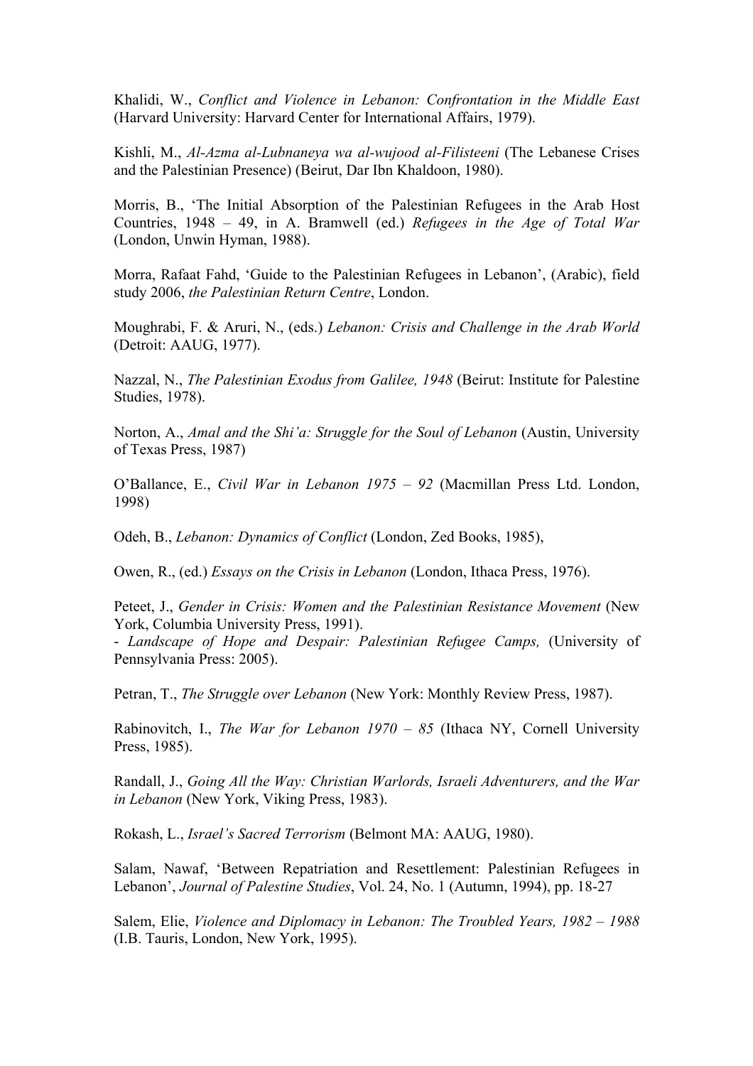Khalidi, W., *Conflict and Violence in Lebanon: Confrontation in the Middle East* (Harvard University: Harvard Center for International Affairs, 1979).

Kishli, M., *Al-Azma al-Lubnaneya wa al-wujood al-Filisteeni* (The Lebanese Crises and the Palestinian Presence) (Beirut, Dar Ibn Khaldoon, 1980).

Morris, B., 'The Initial Absorption of the Palestinian Refugees in the Arab Host Countries, 1948 – 49, in A. Bramwell (ed.) *Refugees in the Age of Total War* (London, Unwin Hyman, 1988).

Morra, Rafaat Fahd, 'Guide to the Palestinian Refugees in Lebanon', (Arabic), field study 2006, *the Palestinian Return Centre*, London.

Moughrabi, F. & Aruri, N., (eds.) *Lebanon: Crisis and Challenge in the Arab World* (Detroit: AAUG, 1977).

Nazzal, N., *The Palestinian Exodus from Galilee, 1948* (Beirut: Institute for Palestine Studies, 1978).

Norton, A., *Amal and the Shi'a: Struggle for the Soul of Lebanon* (Austin, University of Texas Press, 1987)

O'Ballance, E., *Civil War in Lebanon 1975 – 92* (Macmillan Press Ltd. London, 1998)

Odeh, B., *Lebanon: Dynamics of Conflict* (London, Zed Books, 1985),

Owen, R., (ed.) *Essays on the Crisis in Lebanon* (London, Ithaca Press, 1976).

Peteet, J., *Gender in Crisis: Women and the Palestinian Resistance Movement* (New York, Columbia University Press, 1991).
- *Landscape of Hope and Despair: Palestinian Refugee Camps,* (University of Pennsylvania Press: 2005).

Petran, T., *The Struggle over Lebanon* (New York: Monthly Review Press, 1987).

Rabinovitch, I., *The War for Lebanon 1970 – 85* (Ithaca NY, Cornell University Press, 1985).

Randall, J., *Going All the Way: Christian Warlords, Israeli Adventurers, and the War in Lebanon* (New York, Viking Press, 1983).

Rokash, L., *Israel's Sacred Terrorism* (Belmont MA: AAUG, 1980).

Salam, Nawaf, 'Between Repatriation and Resettlement: Palestinian Refugees in Lebanon', *Journal of Palestine Studies*, Vol. 24, No. 1 (Autumn, 1994), pp. 18-27

Salem, Elie, *Violence and Diplomacy in Lebanon: The Troubled Years, 1982 – 1988* (I.B. Tauris, London, New York, 1995).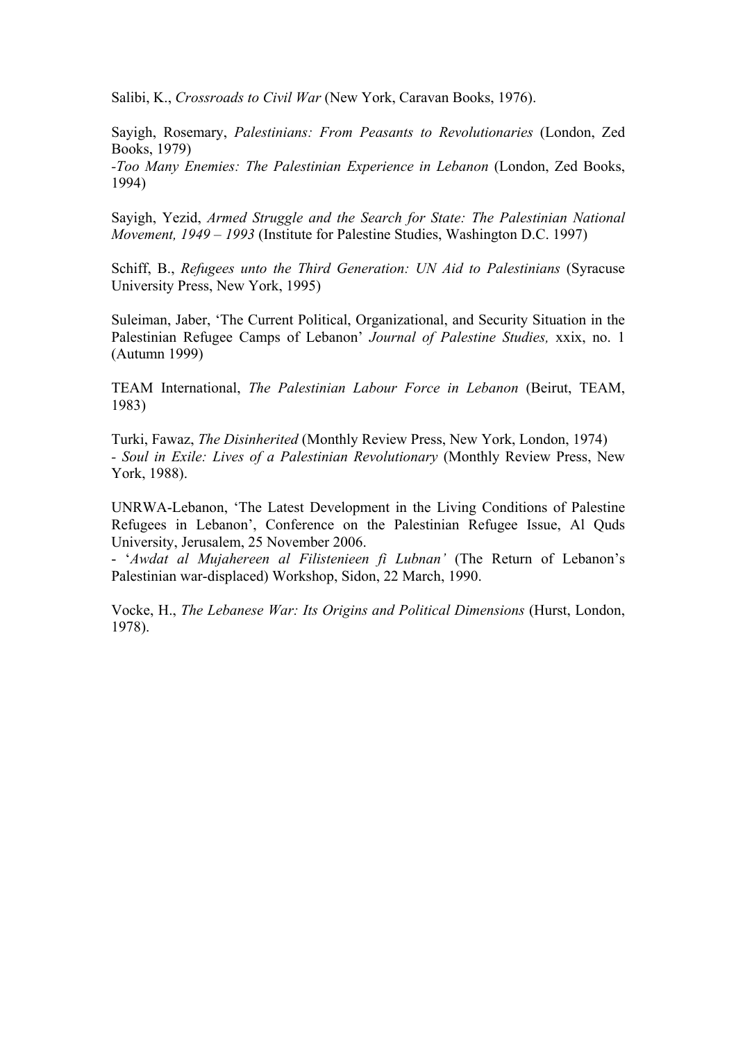Salibi, K., *Crossroads to Civil War* (New York, Caravan Books, 1976).

Sayigh, Rosemary, *Palestinians: From Peasants to Revolutionaries* (London, Zed Books, 1979)
-*Too Many Enemies: The Palestinian Experience in Lebanon* (London, Zed Books, 1994)

Sayigh, Yezid, *Armed Struggle and the Search for State: The Palestinian National Movement, 1949 – 1993* (Institute for Palestine Studies, Washington D.C. 1997)

Schiff, B., *Refugees unto the Third Generation: UN Aid to Palestinians* (Syracuse University Press, New York, 1995)

Suleiman, Jaber, 'The Current Political, Organizational, and Security Situation in the Palestinian Refugee Camps of Lebanon' *Journal of Palestine Studies,* xxix, no. 1 (Autumn 1999)

TEAM International, *The Palestinian Labour Force in Lebanon* (Beirut, TEAM, 1983)

Turki, Fawaz, *The Disinherited* (Monthly Review Press, New York, London, 1974)
- *Soul in Exile: Lives of a Palestinian Revolutionary* (Monthly Review Press, New York, 1988).

UNRWA-Lebanon, 'The Latest Development in the Living Conditions of Palestine Refugees in Lebanon', Conference on the Palestinian Refugee Issue, Al Quds University, Jerusalem, 25 November 2006.
- '*Awdat al Mujahereen al Filistenieen fi Lubnan'* (The Return of Lebanon's Palestinian war-displaced) Workshop, Sidon, 22 March, 1990.

Vocke, H., *The Lebanese War: Its Origins and Political Dimensions* (Hurst, London, 1978).